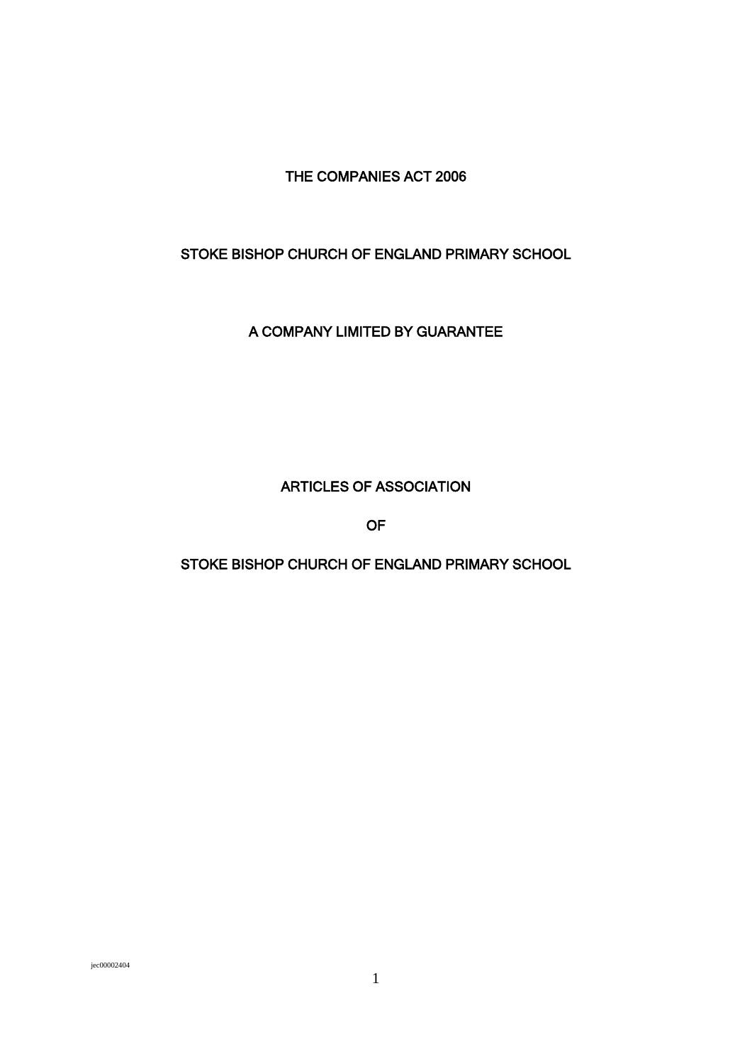THE COMPANIES ACT 2006

STOKE BISHOP CHURCH OF ENGLAND PRIMARY SCHOOL

A COMPANY LIMITED BY GUARANTEE

# ARTICLES OF ASSOCIATION

# OF

# STOKE BISHOP CHURCH OF ENGLAND PRIMARY SCHOOL

jec00002404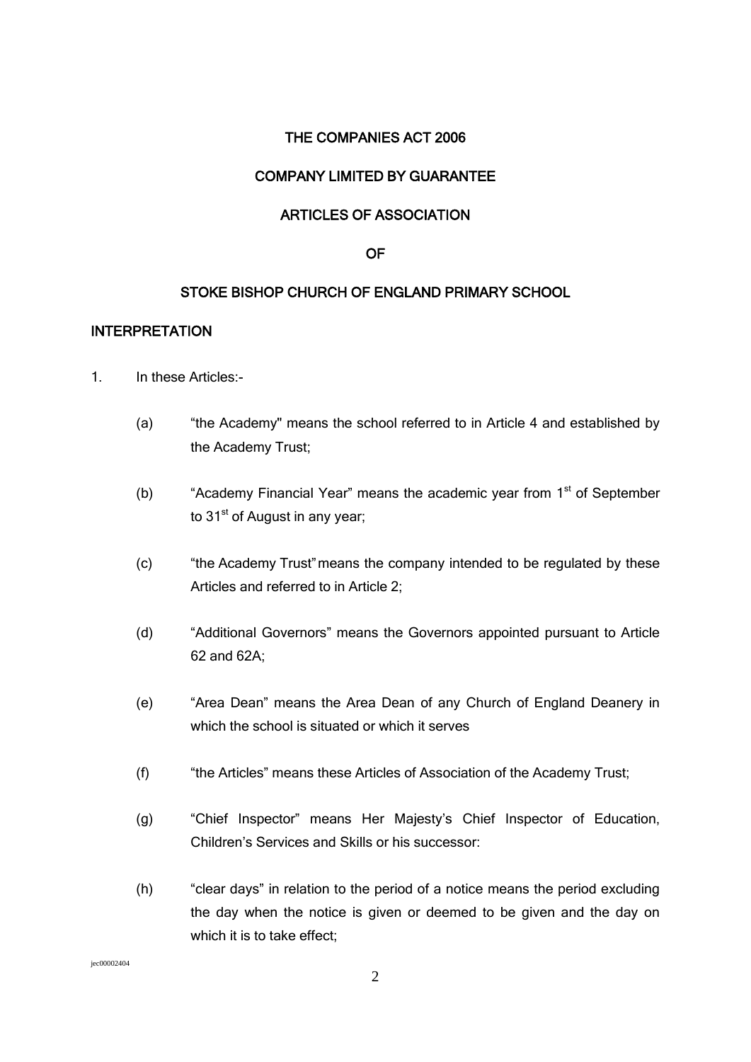# THE COMPANIES ACT 2006

## COMPANY LIMITED BY GUARANTEE

## ARTICLES OF ASSOCIATION

## OF

## STOKE BISHOP CHURCH OF ENGLAND PRIMARY SCHOOL

### INTERPRETATION

1. In these Articles:-

    (a) "the Academy" means the school referred to in Article 4 and established by the Academy Trust;

    (b) "Academy Financial Year" means the academic year from 1st of September to 31st of August in any year;

    (c) "the Academy Trust" means the company intended to be regulated by these Articles and referred to in Article 2;

    (d) "Additional Governors" means the Governors appointed pursuant to Article 62 and 62A;

    (e) "Area Dean" means the Area Dean of any Church of England Deanery in which the school is situated or which it serves

    (f) "the Articles" means these Articles of Association of the Academy Trust;

    (g) "Chief Inspector" means Her Majesty's Chief Inspector of Education, Children's Services and Skills or his successor:

    (h) "clear days" in relation to the period of a notice means the period excluding the day when the notice is given or deemed to be given and the day on which it is to take effect;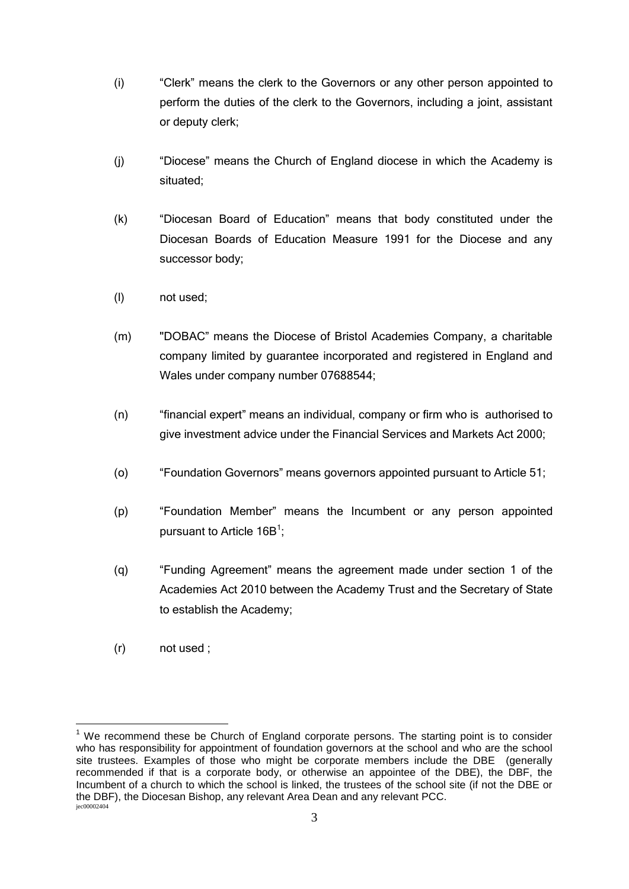(i) "Clerk" means the clerk to the Governors or any other person appointed to perform the duties of the clerk to the Governors, including a joint, assistant or deputy clerk;

(j) "Diocese" means the Church of England diocese in which the Academy is situated;

(k) "Diocesan Board of Education" means that body constituted under the Diocesan Boards of Education Measure 1991 for the Diocese and any successor body;

(l) not used;

(m) "DOBAC" means the Diocese of Bristol Academies Company, a charitable company limited by guarantee incorporated and registered in England and Wales under company number 07688544;

(n) "financial expert" means an individual, company or firm who is authorised to give investment advice under the Financial Services and Markets Act 2000;

(o) "Foundation Governors" means governors appointed pursuant to Article 51;

(p) "Foundation Member" means the Incumbent or any person appointed pursuant to Article 16B[1];

(q) "Funding Agreement" means the agreement made under section 1 of the Academies Act 2010 between the Academy Trust and the Secretary of State to establish the Academy;

(r) not used ;

---

[1] We recommend these be Church of England corporate persons. The starting point is to consider who has responsibility for appointment of foundation governors at the school and who are the school site trustees. Examples of those who might be corporate members include the DBE (generally recommended if that is a corporate body, or otherwise an appointee of the DBE), the DBF, the Incumbent of a church to which the school is linked, the trustees of the school site (if not the DBE or the DBF), the Diocesan Bishop, any relevant Area Dean and any relevant PCC.

jec00002404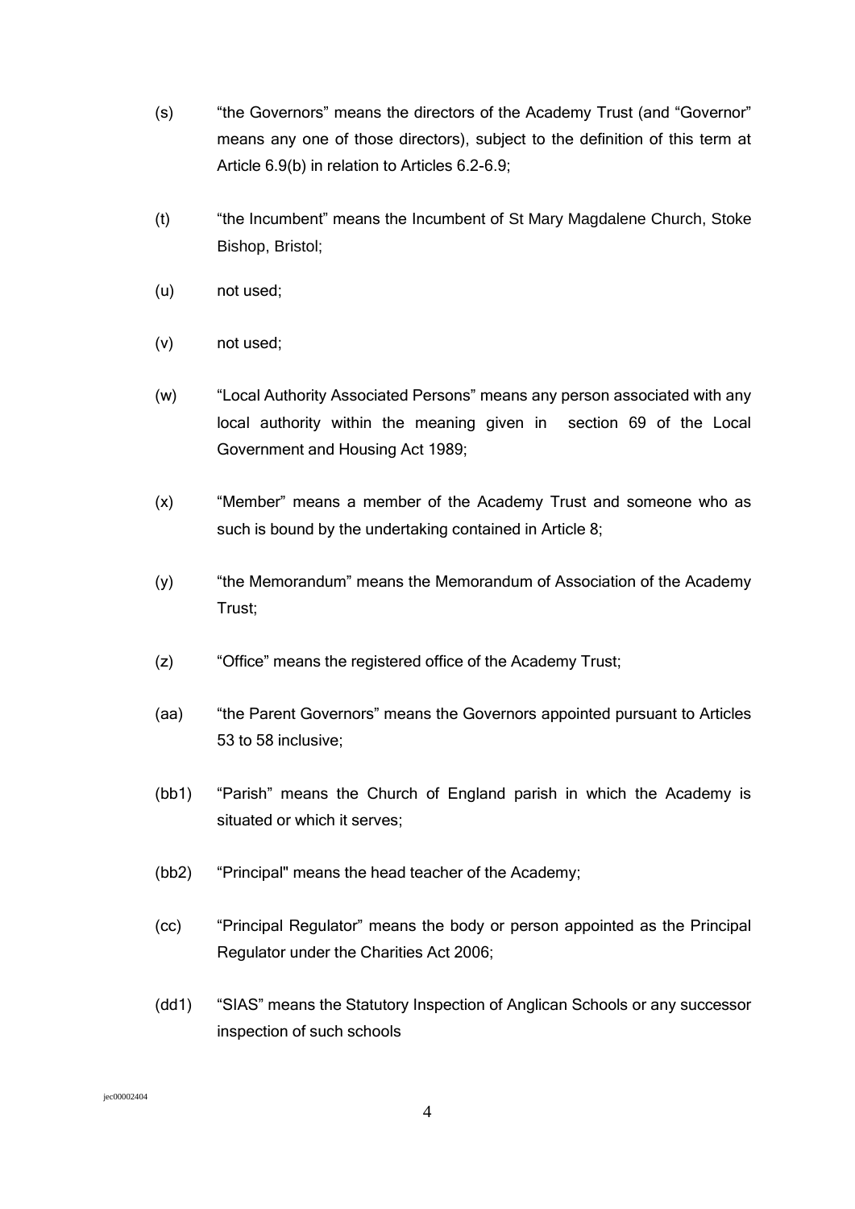(s) "the Governors" means the directors of the Academy Trust (and "Governor" means any one of those directors), subject to the definition of this term at Article 6.9(b) in relation to Articles 6.2-6.9;

(t) "the Incumbent" means the Incumbent of St Mary Magdalene Church, Stoke Bishop, Bristol;

(u) not used;

(v) not used;

(w) "Local Authority Associated Persons" means any person associated with any local authority within the meaning given in section 69 of the Local Government and Housing Act 1989;

(x) "Member" means a member of the Academy Trust and someone who as such is bound by the undertaking contained in Article 8;

(y) "the Memorandum" means the Memorandum of Association of the Academy Trust;

(z) "Office" means the registered office of the Academy Trust;

(aa) "the Parent Governors" means the Governors appointed pursuant to Articles 53 to 58 inclusive;

(bb1) "Parish" means the Church of England parish in which the Academy is situated or which it serves;

(bb2) "Principal" means the head teacher of the Academy;

(cc) "Principal Regulator" means the body or person appointed as the Principal Regulator under the Charities Act 2006;

(dd1) "SIAS" means the Statutory Inspection of Anglican Schools or any successor inspection of such schools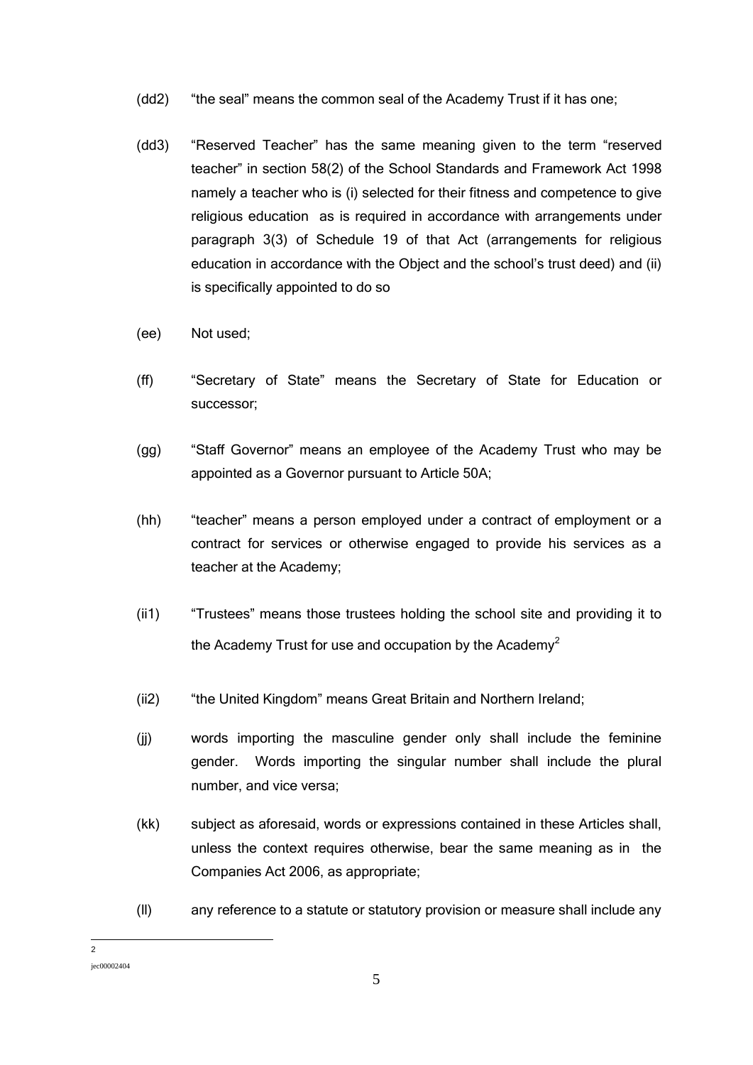(dd2) "the seal" means the common seal of the Academy Trust if it has one;

(dd3) "Reserved Teacher" has the same meaning given to the term "reserved teacher" in section 58(2) of the School Standards and Framework Act 1998 namely a teacher who is (i) selected for their fitness and competence to give religious education as is required in accordance with arrangements under paragraph 3(3) of Schedule 19 of that Act (arrangements for religious education in accordance with the Object and the school's trust deed) and (ii) is specifically appointed to do so

(ee) Not used;

(ff) "Secretary of State" means the Secretary of State for Education or successor;

(gg) "Staff Governor" means an employee of the Academy Trust who may be appointed as a Governor pursuant to Article 50A;

(hh) "teacher" means a person employed under a contract of employment or a contract for services or otherwise engaged to provide his services as a teacher at the Academy;

(ii1) "Trustees" means those trustees holding the school site and providing it to the Academy Trust for use and occupation by the Academy[2]

(ii2) "the United Kingdom" means Great Britain and Northern Ireland;

(jj) words importing the masculine gender only shall include the feminine gender. Words importing the singular number shall include the plural number, and vice versa;

(kk) subject as aforesaid, words or expressions contained in these Articles shall, unless the context requires otherwise, bear the same meaning as in the Companies Act 2006, as appropriate;

(ll) any reference to a statute or statutory provision or measure shall include any

---

[2]

jec00002404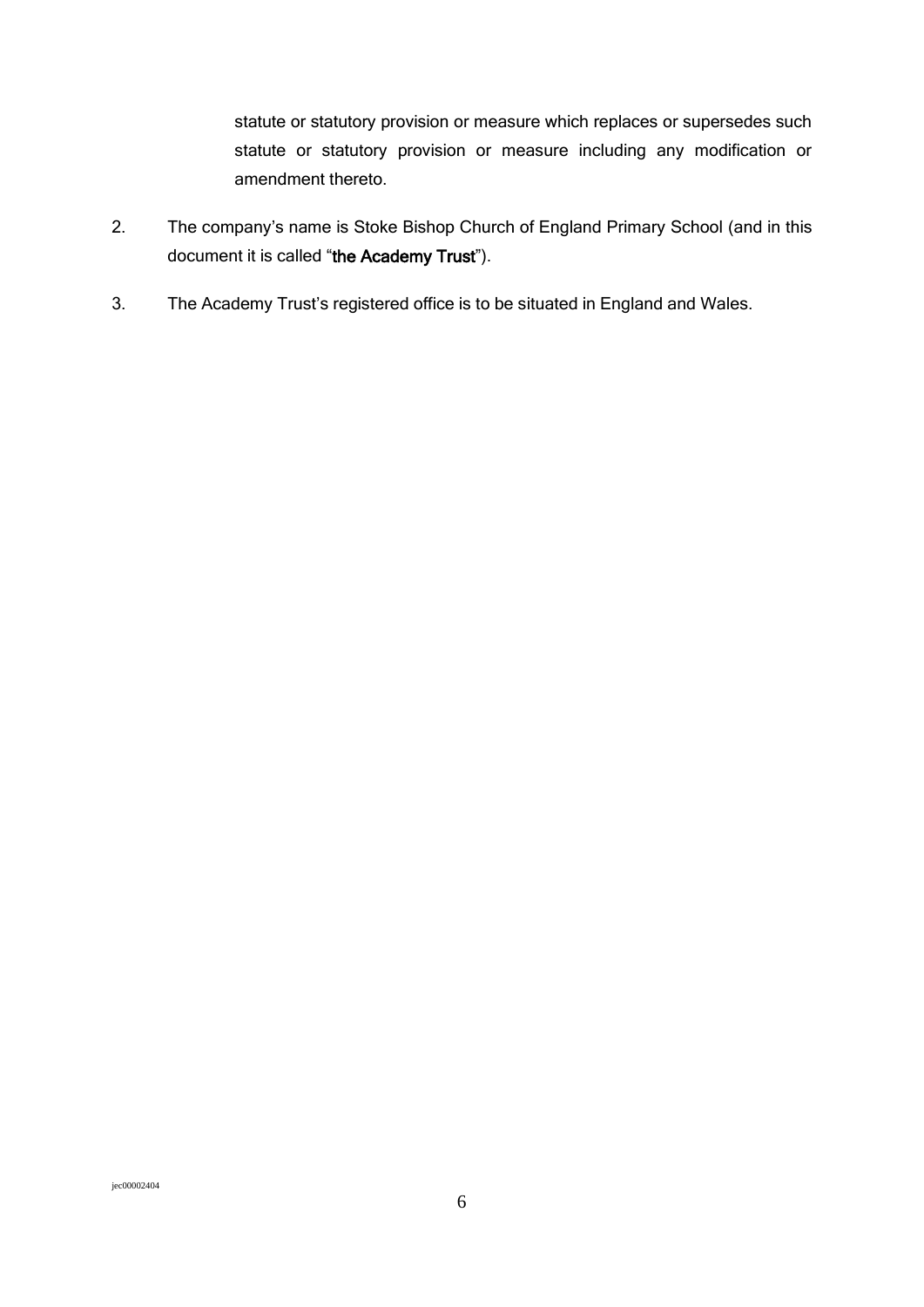statute or statutory provision or measure which replaces or supersedes such statute or statutory provision or measure including any modification or amendment thereto.

2. The company's name is Stoke Bishop Church of England Primary School (and in this document it is called "**the Academy Trust**").

3. The Academy Trust's registered office is to be situated in England and Wales.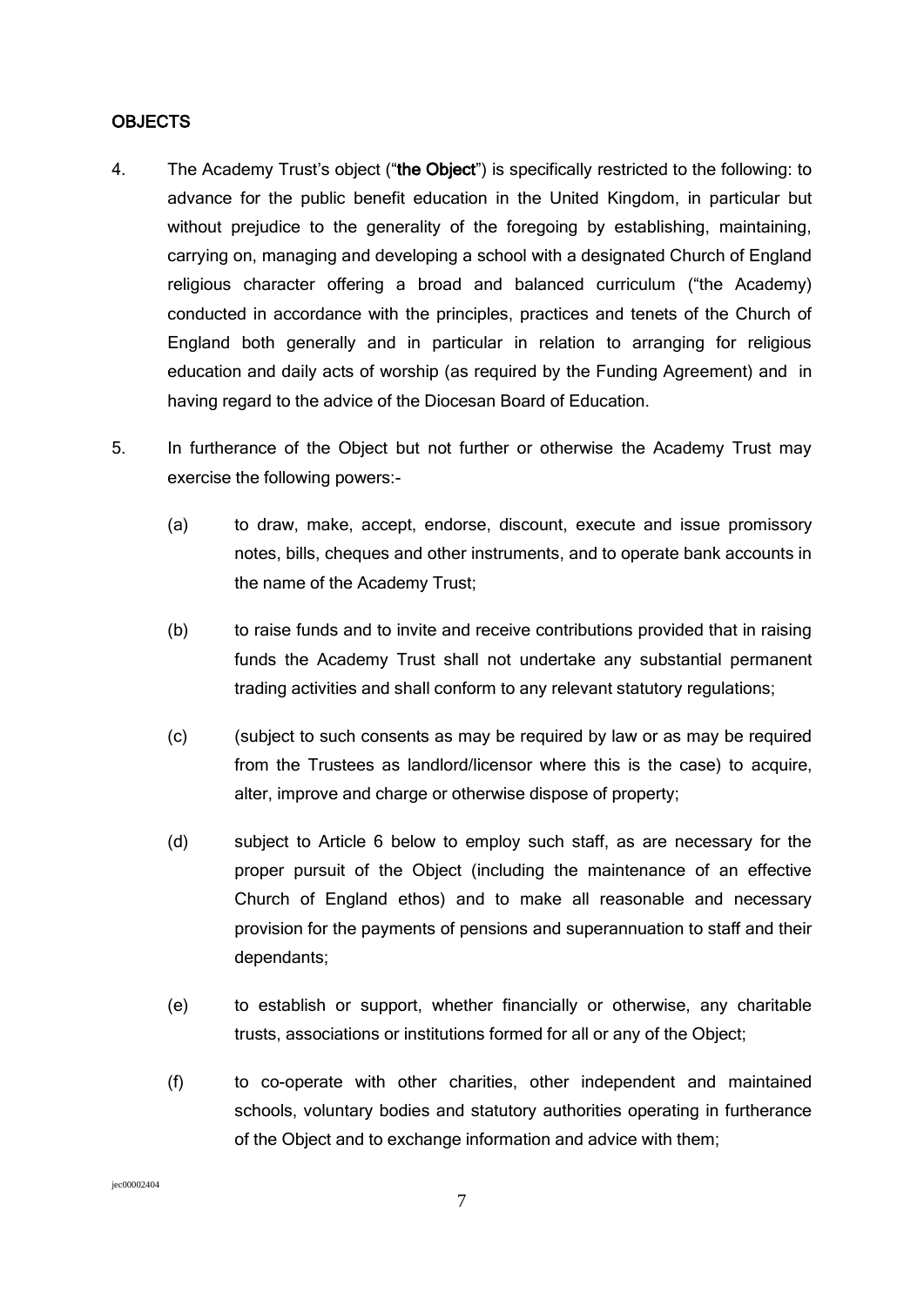## OBJECTS

4. The Academy Trust's object ("**the Object**") is specifically restricted to the following: to advance for the public benefit education in the United Kingdom, in particular but without prejudice to the generality of the foregoing by establishing, maintaining, carrying on, managing and developing a school with a designated Church of England religious character offering a broad and balanced curriculum ("the Academy) conducted in accordance with the principles, practices and tenets of the Church of England both generally and in particular in relation to arranging for religious education and daily acts of worship (as required by the Funding Agreement) and in having regard to the advice of the Diocesan Board of Education.

5. In furtherance of the Object but not further or otherwise the Academy Trust may exercise the following powers:-

   (a) to draw, make, accept, endorse, discount, execute and issue promissory notes, bills, cheques and other instruments, and to operate bank accounts in the name of the Academy Trust;

   (b) to raise funds and to invite and receive contributions provided that in raising funds the Academy Trust shall not undertake any substantial permanent trading activities and shall conform to any relevant statutory regulations;

   (c) (subject to such consents as may be required by law or as may be required from the Trustees as landlord/licensor where this is the case) to acquire, alter, improve and charge or otherwise dispose of property;

   (d) subject to Article 6 below to employ such staff, as are necessary for the proper pursuit of the Object (including the maintenance of an effective Church of England ethos) and to make all reasonable and necessary provision for the payments of pensions and superannuation to staff and their dependants;

   (e) to establish or support, whether financially or otherwise, any charitable trusts, associations or institutions formed for all or any of the Object;

   (f) to co-operate with other charities, other independent and maintained schools, voluntary bodies and statutory authorities operating in furtherance of the Object and to exchange information and advice with them;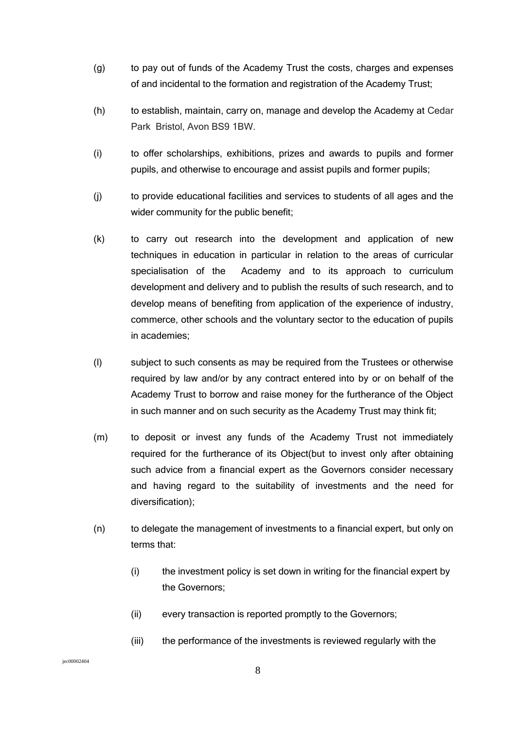(g) to pay out of funds of the Academy Trust the costs, charges and expenses of and incidental to the formation and registration of the Academy Trust;

(h) to establish, maintain, carry on, manage and develop the Academy at Cedar Park Bristol, Avon BS9 1BW.

(i) to offer scholarships, exhibitions, prizes and awards to pupils and former pupils, and otherwise to encourage and assist pupils and former pupils;

(j) to provide educational facilities and services to students of all ages and the wider community for the public benefit;

(k) to carry out research into the development and application of new techniques in education in particular in relation to the areas of curricular specialisation of the Academy and to its approach to curriculum development and delivery and to publish the results of such research, and to develop means of benefiting from application of the experience of industry, commerce, other schools and the voluntary sector to the education of pupils in academies;

(l) subject to such consents as may be required from the Trustees or otherwise required by law and/or by any contract entered into by or on behalf of the Academy Trust to borrow and raise money for the furtherance of the Object in such manner and on such security as the Academy Trust may think fit;

(m) to deposit or invest any funds of the Academy Trust not immediately required for the furtherance of its Object(but to invest only after obtaining such advice from a financial expert as the Governors consider necessary and having regard to the suitability of investments and the need for diversification);

(n) to delegate the management of investments to a financial expert, but only on terms that:

    (i) the investment policy is set down in writing for the financial expert by the Governors;

    (ii) every transaction is reported promptly to the Governors;

    (iii) the performance of the investments is reviewed regularly with the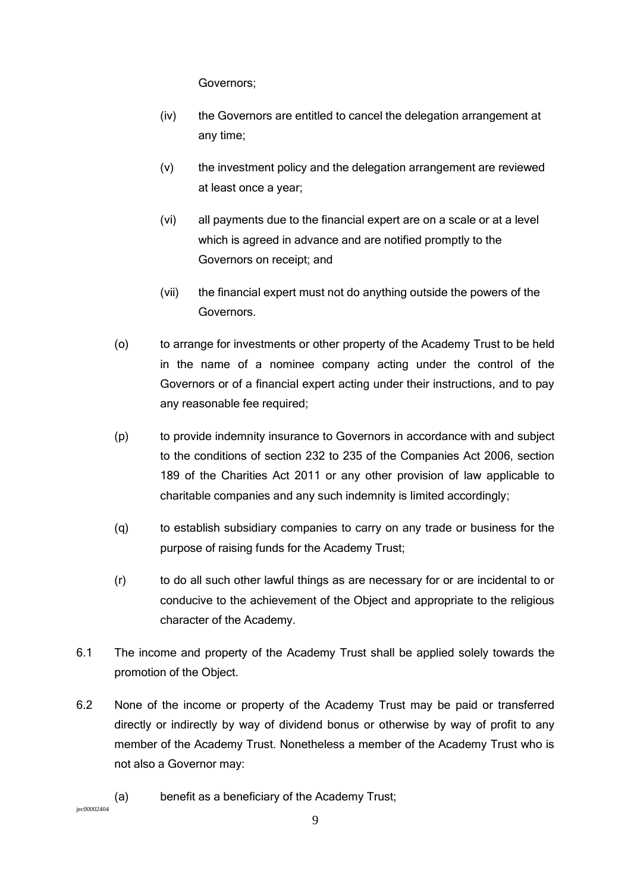Governors;

(iv) the Governors are entitled to cancel the delegation arrangement at any time;

(v) the investment policy and the delegation arrangement are reviewed at least once a year;

(vi) all payments due to the financial expert are on a scale or at a level which is agreed in advance and are notified promptly to the Governors on receipt; and

(vii) the financial expert must not do anything outside the powers of the Governors.

(o) to arrange for investments or other property of the Academy Trust to be held in the name of a nominee company acting under the control of the Governors or of a financial expert acting under their instructions, and to pay any reasonable fee required;

(p) to provide indemnity insurance to Governors in accordance with and subject to the conditions of section 232 to 235 of the Companies Act 2006, section 189 of the Charities Act 2011 or any other provision of law applicable to charitable companies and any such indemnity is limited accordingly;

(q) to establish subsidiary companies to carry on any trade or business for the purpose of raising funds for the Academy Trust;

(r) to do all such other lawful things as are necessary for or are incidental to or conducive to the achievement of the Object and appropriate to the religious character of the Academy.

6.1 The income and property of the Academy Trust shall be applied solely towards the promotion of the Object.

6.2 None of the income or property of the Academy Trust may be paid or transferred directly or indirectly by way of dividend bonus or otherwise by way of profit to any member of the Academy Trust. Nonetheless a member of the Academy Trust who is not also a Governor may:

(a) benefit as a beneficiary of the Academy Trust;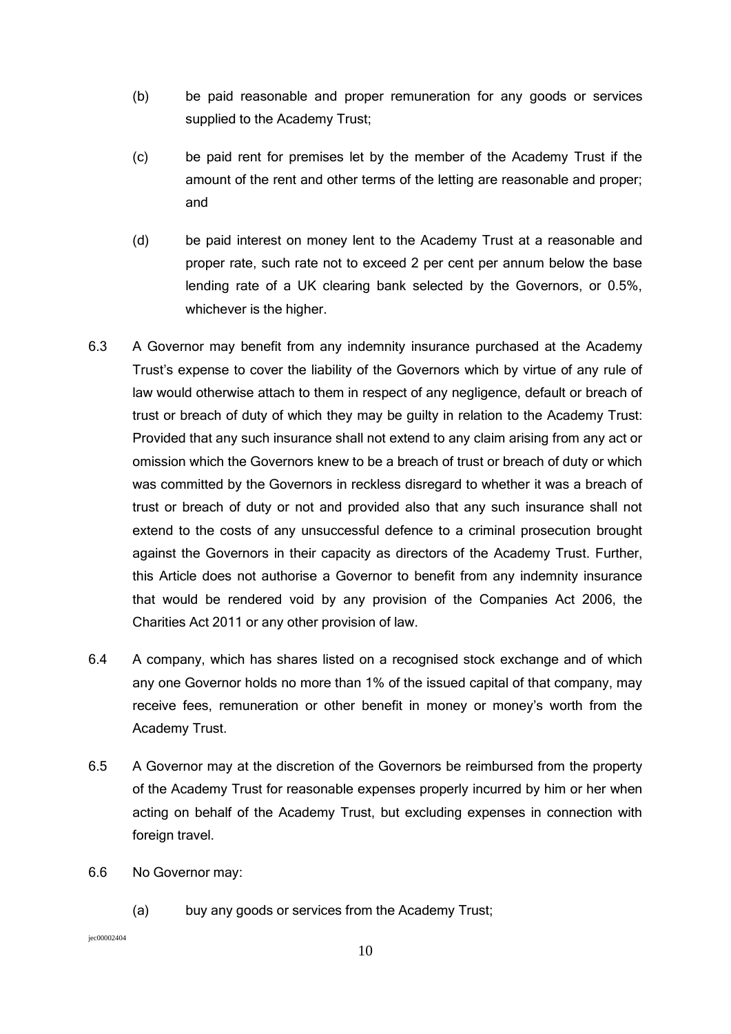(b) be paid reasonable and proper remuneration for any goods or services supplied to the Academy Trust;

(c) be paid rent for premises let by the member of the Academy Trust if the amount of the rent and other terms of the letting are reasonable and proper; and

(d) be paid interest on money lent to the Academy Trust at a reasonable and proper rate, such rate not to exceed 2 per cent per annum below the base lending rate of a UK clearing bank selected by the Governors, or 0.5%, whichever is the higher.

6.3 A Governor may benefit from any indemnity insurance purchased at the Academy Trust's expense to cover the liability of the Governors which by virtue of any rule of law would otherwise attach to them in respect of any negligence, default or breach of trust or breach of duty of which they may be guilty in relation to the Academy Trust: Provided that any such insurance shall not extend to any claim arising from any act or omission which the Governors knew to be a breach of trust or breach of duty or which was committed by the Governors in reckless disregard to whether it was a breach of trust or breach of duty or not and provided also that any such insurance shall not extend to the costs of any unsuccessful defence to a criminal prosecution brought against the Governors in their capacity as directors of the Academy Trust. Further, this Article does not authorise a Governor to benefit from any indemnity insurance that would be rendered void by any provision of the Companies Act 2006, the Charities Act 2011 or any other provision of law.

6.4 A company, which has shares listed on a recognised stock exchange and of which any one Governor holds no more than 1% of the issued capital of that company, may receive fees, remuneration or other benefit in money or money's worth from the Academy Trust.

6.5 A Governor may at the discretion of the Governors be reimbursed from the property of the Academy Trust for reasonable expenses properly incurred by him or her when acting on behalf of the Academy Trust, but excluding expenses in connection with foreign travel.

6.6 No Governor may:

(a) buy any goods or services from the Academy Trust;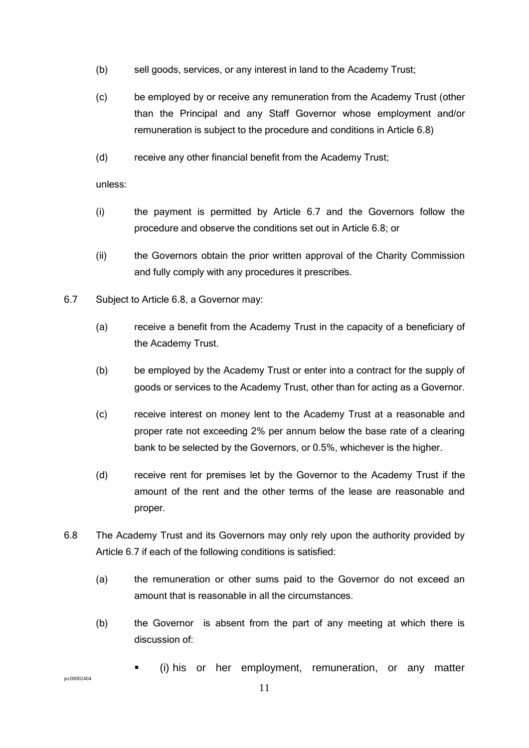(b) sell goods, services, or any interest in land to the Academy Trust;

(c) be employed by or receive any remuneration from the Academy Trust (other than the Principal and any Staff Governor whose employment and/or remuneration is subject to the procedure and conditions in Article 6.8)

(d) receive any other financial benefit from the Academy Trust;

unless:

(i) the payment is permitted by Article 6.7 and the Governors follow the procedure and observe the conditions set out in Article 6.8; or

(ii) the Governors obtain the prior written approval of the Charity Commission and fully comply with any procedures it prescribes.

6.7 Subject to Article 6.8, a Governor may:

(a) receive a benefit from the Academy Trust in the capacity of a beneficiary of the Academy Trust.

(b) be employed by the Academy Trust or enter into a contract for the supply of goods or services to the Academy Trust, other than for acting as a Governor.

(c) receive interest on money lent to the Academy Trust at a reasonable and proper rate not exceeding 2% per annum below the base rate of a clearing bank to be selected by the Governors, or 0.5%, whichever is the higher.

(d) receive rent for premises let by the Governor to the Academy Trust if the amount of the rent and the other terms of the lease are reasonable and proper.

6.8 The Academy Trust and its Governors may only rely upon the authority provided by Article 6.7 if each of the following conditions is satisfied:

(a) the remuneration or other sums paid to the Governor do not exceed an amount that is reasonable in all the circumstances.

(b) the Governor is absent from the part of any meeting at which there is discussion of:

- (i) his or her employment, remuneration, or any matter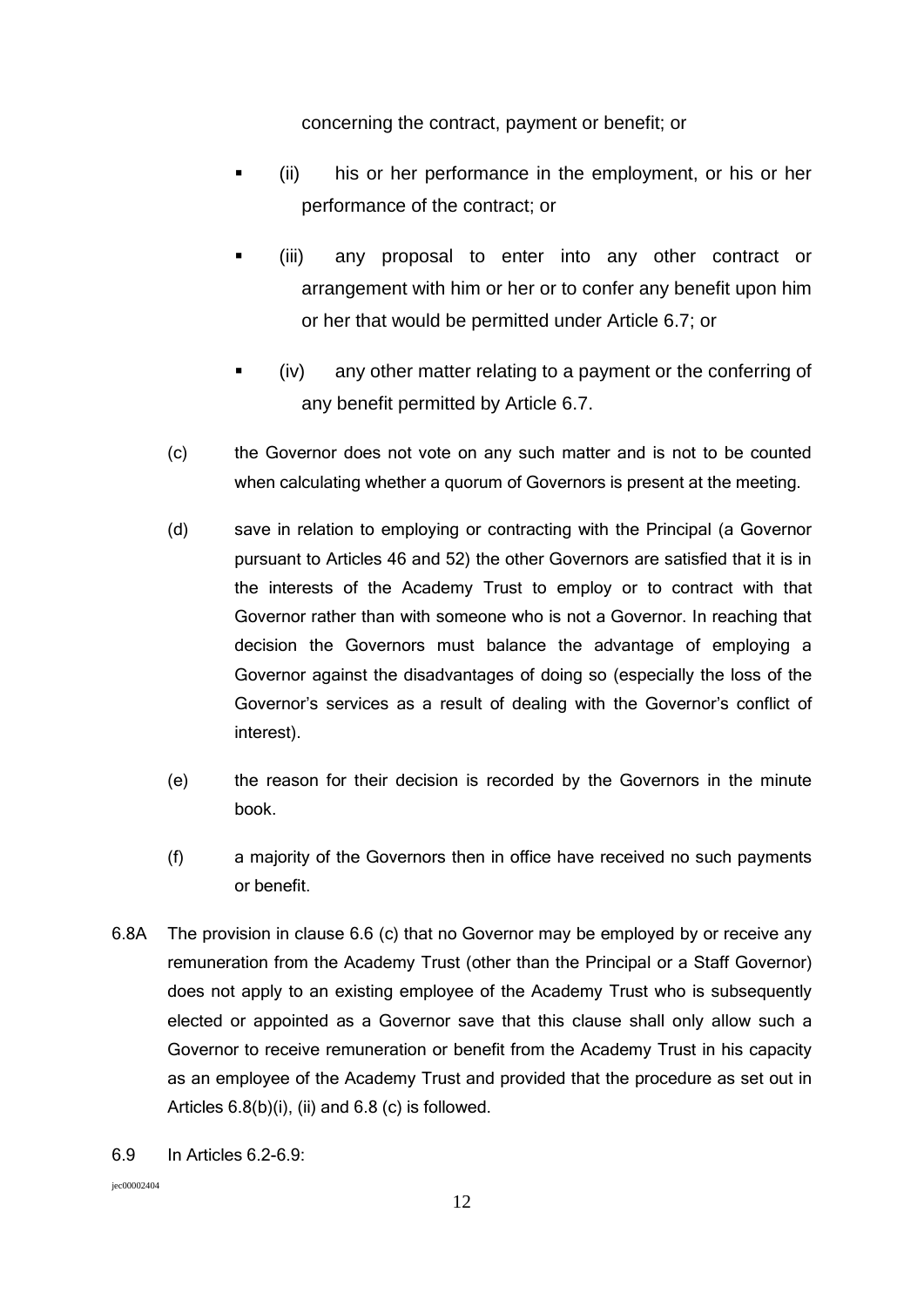concerning the contract, payment or benefit; or

- (ii) his or her performance in the employment, or his or her performance of the contract; or
- (iii) any proposal to enter into any other contract or arrangement with him or her or to confer any benefit upon him or her that would be permitted under Article 6.7; or
- (iv) any other matter relating to a payment or the conferring of any benefit permitted by Article 6.7.

(c) the Governor does not vote on any such matter and is not to be counted when calculating whether a quorum of Governors is present at the meeting.

(d) save in relation to employing or contracting with the Principal (a Governor pursuant to Articles 46 and 52) the other Governors are satisfied that it is in the interests of the Academy Trust to employ or to contract with that Governor rather than with someone who is not a Governor. In reaching that decision the Governors must balance the advantage of employing a Governor against the disadvantages of doing so (especially the loss of the Governor's services as a result of dealing with the Governor's conflict of interest).

(e) the reason for their decision is recorded by the Governors in the minute book.

(f) a majority of the Governors then in office have received no such payments or benefit.

6.8A The provision in clause 6.6 (c) that no Governor may be employed by or receive any remuneration from the Academy Trust (other than the Principal or a Staff Governor) does not apply to an existing employee of the Academy Trust who is subsequently elected or appointed as a Governor save that this clause shall only allow such a Governor to receive remuneration or benefit from the Academy Trust in his capacity as an employee of the Academy Trust and provided that the procedure as set out in Articles 6.8(b)(i), (ii) and 6.8 (c) is followed.

6.9 In Articles 6.2-6.9: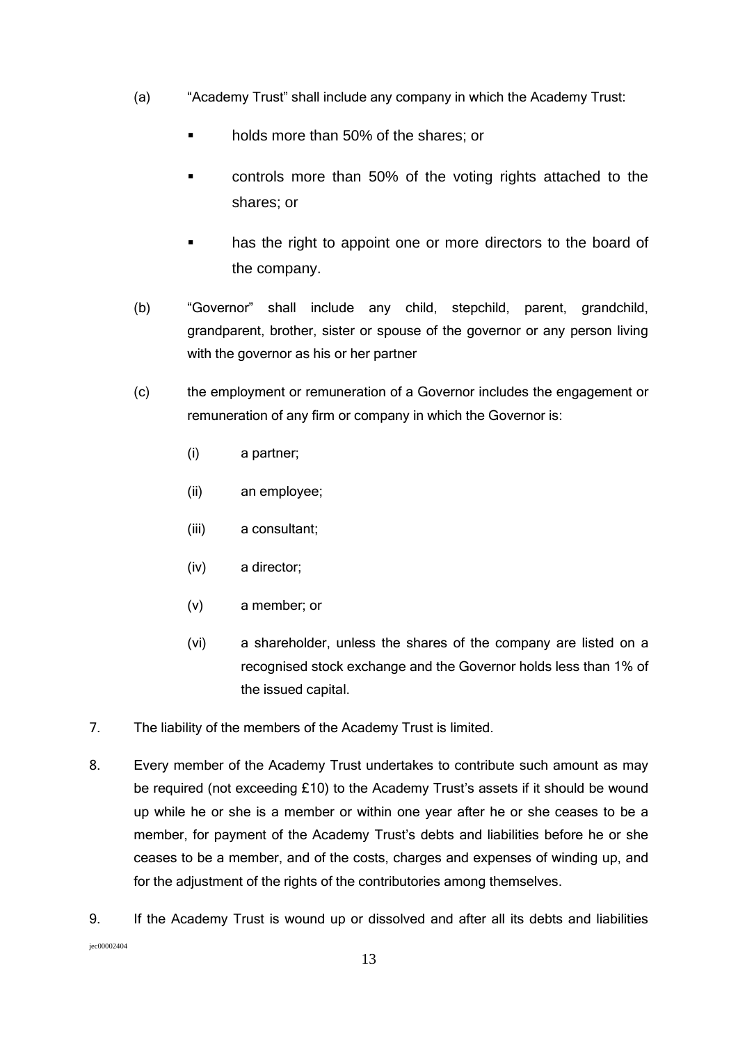(a) "Academy Trust" shall include any company in which the Academy Trust:

- holds more than 50% of the shares; or
- controls more than 50% of the voting rights attached to the shares; or
- has the right to appoint one or more directors to the board of the company.

(b) "Governor" shall include any child, stepchild, parent, grandchild, grandparent, brother, sister or spouse of the governor or any person living with the governor as his or her partner

(c) the employment or remuneration of a Governor includes the engagement or remuneration of any firm or company in which the Governor is:

(i) a partner;

(ii) an employee;

(iii) a consultant;

(iv) a director;

(v) a member; or

(vi) a shareholder, unless the shares of the company are listed on a recognised stock exchange and the Governor holds less than 1% of the issued capital.

7. The liability of the members of the Academy Trust is limited.

8. Every member of the Academy Trust undertakes to contribute such amount as may be required (not exceeding £10) to the Academy Trust's assets if it should be wound up while he or she is a member or within one year after he or she ceases to be a member, for payment of the Academy Trust's debts and liabilities before he or she ceases to be a member, and of the costs, charges and expenses of winding up, and for the adjustment of the rights of the contributories among themselves.

9. If the Academy Trust is wound up or dissolved and after all its debts and liabilities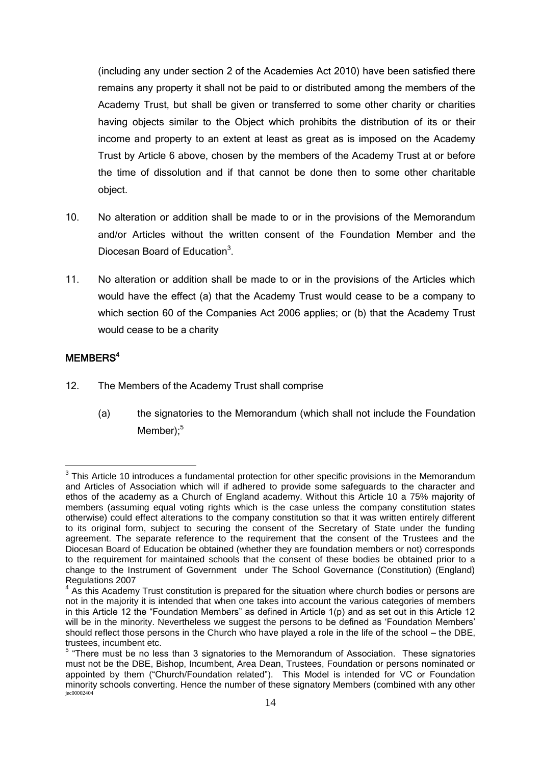(including any under section 2 of the Academies Act 2010) have been satisfied there remains any property it shall not be paid to or distributed among the members of the Academy Trust, but shall be given or transferred to some other charity or charities having objects similar to the Object which prohibits the distribution of its or their income and property to an extent at least as great as is imposed on the Academy Trust by Article 6 above, chosen by the members of the Academy Trust at or before the time of dissolution and if that cannot be done then to some other charitable object.

10. No alteration or addition shall be made to or in the provisions of the Memorandum and/or Articles without the written consent of the Foundation Member and the Diocesan Board of Education[3].

11. No alteration or addition shall be made to or in the provisions of the Articles which would have the effect (a) that the Academy Trust would cease to be a company to which section 60 of the Companies Act 2006 applies; or (b) that the Academy Trust would cease to be a charity

## MEMBERS[4]

12. The Members of the Academy Trust shall comprise

    (a) the signatories to the Memorandum (which shall not include the Foundation Member);[5]

---

[3] This Article 10 introduces a fundamental protection for other specific provisions in the Memorandum and Articles of Association which will if adhered to provide some safeguards to the character and ethos of the academy as a Church of England academy. Without this Article 10 a 75% majority of members (assuming equal voting rights which is the case unless the company constitution states otherwise) could effect alterations to the company constitution so that it was written entirely different to its original form, subject to securing the consent of the Secretary of State under the funding agreement. The separate reference to the requirement that the consent of the Trustees and the Diocesan Board of Education be obtained (whether they are foundation members or not) corresponds to the requirement for maintained schools that the consent of these bodies be obtained prior to a change to the Instrument of Government under The School Governance (Constitution) (England) Regulations 2007

[4] As this Academy Trust constitution is prepared for the situation where church bodies or persons are not in the majority it is intended that when one takes into account the various categories of members in this Article 12 the "Foundation Members" as defined in Article 1(p) and as set out in this Article 12 will be in the minority. Nevertheless we suggest the persons to be defined as 'Foundation Members' should reflect those persons in the Church who have played a role in the life of the school – the DBE, trustees, incumbent etc.

[5] "There must be no less than 3 signatories to the Memorandum of Association. These signatories must not be the DBE, Bishop, Incumbent, Area Dean, Trustees, Foundation or persons nominated or appointed by them ("Church/Foundation related"). This Model is intended for VC or Foundation minority schools converting. Hence the number of these signatory Members (combined with any other

jec00002404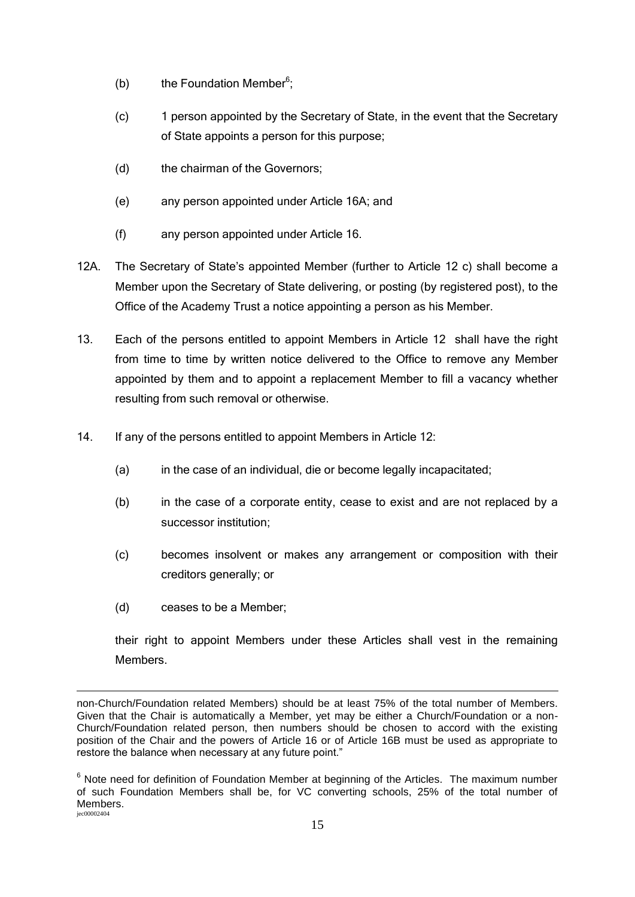(b) the Foundation Member[6];

(c) 1 person appointed by the Secretary of State, in the event that the Secretary of State appoints a person for this purpose;

(d) the chairman of the Governors;

(e) any person appointed under Article 16A; and

(f) any person appointed under Article 16.

12A. The Secretary of State's appointed Member (further to Article 12 c) shall become a Member upon the Secretary of State delivering, or posting (by registered post), to the Office of the Academy Trust a notice appointing a person as his Member.

13. Each of the persons entitled to appoint Members in Article 12 shall have the right from time to time by written notice delivered to the Office to remove any Member appointed by them and to appoint a replacement Member to fill a vacancy whether resulting from such removal or otherwise.

14. If any of the persons entitled to appoint Members in Article 12:

(a) in the case of an individual, die or become legally incapacitated;

(b) in the case of a corporate entity, cease to exist and are not replaced by a successor institution;

(c) becomes insolvent or makes any arrangement or composition with their creditors generally; or

(d) ceases to be a Member;

their right to appoint Members under these Articles shall vest in the remaining Members.

---

non-Church/Foundation related Members) should be at least 75% of the total number of Members. Given that the Chair is automatically a Member, yet may be either a Church/Foundation or a non-Church/Foundation related person, then numbers should be chosen to accord with the existing position of the Chair and the powers of Article 16 or of Article 16B must be used as appropriate to restore the balance when necessary at any future point."

[6] Note need for definition of Foundation Member at beginning of the Articles. The maximum number of such Foundation Members shall be, for VC converting schools, 25% of the total number of Members.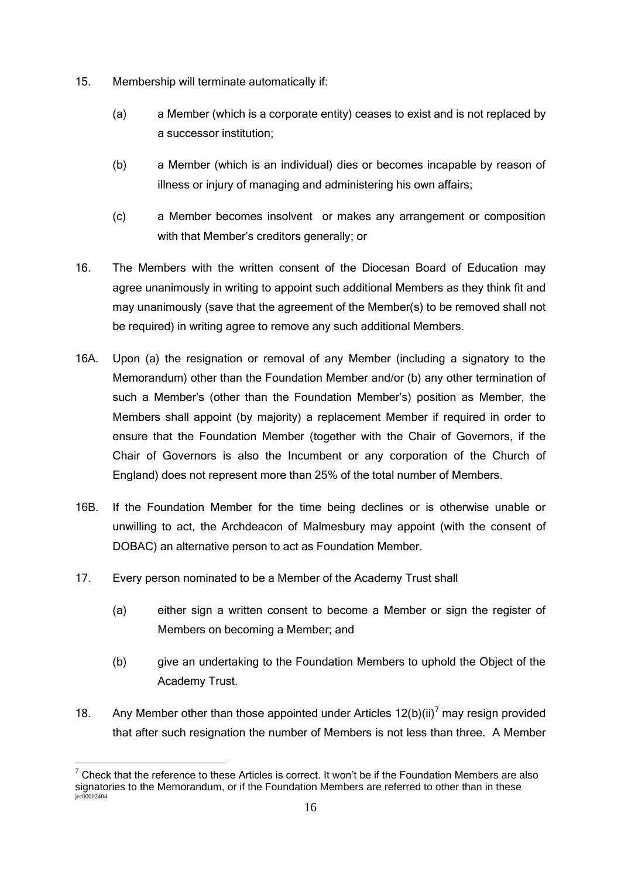15. Membership will terminate automatically if:

    (a) a Member (which is a corporate entity) ceases to exist and is not replaced by a successor institution;

    (b) a Member (which is an individual) dies or becomes incapable by reason of illness or injury of managing and administering his own affairs;

    (c) a Member becomes insolvent or makes any arrangement or composition with that Member's creditors generally; or

16. The Members with the written consent of the Diocesan Board of Education may agree unanimously in writing to appoint such additional Members as they think fit and may unanimously (save that the agreement of the Member(s) to be removed shall not be required) in writing agree to remove any such additional Members.

16A. Upon (a) the resignation or removal of any Member (including a signatory to the Memorandum) other than the Foundation Member and/or (b) any other termination of such a Member's (other than the Foundation Member's) position as Member, the Members shall appoint (by majority) a replacement Member if required in order to ensure that the Foundation Member (together with the Chair of Governors, if the Chair of Governors is also the Incumbent or any corporation of the Church of England) does not represent more than 25% of the total number of Members.

16B. If the Foundation Member for the time being declines or is otherwise unable or unwilling to act, the Archdeacon of Malmesbury may appoint (with the consent of DOBAC) an alternative person to act as Foundation Member.

17. Every person nominated to be a Member of the Academy Trust shall

    (a) either sign a written consent to become a Member or sign the register of Members on becoming a Member; and

    (b) give an undertaking to the Foundation Members to uphold the Object of the Academy Trust.

18. Any Member other than those appointed under Articles 12(b)(ii)[7] may resign provided that after such resignation the number of Members is not less than three. A Member

[7] Check that the reference to these Articles is correct. It won't be if the Foundation Members are also signatories to the Memorandum, or if the Foundation Members are referred to other than in these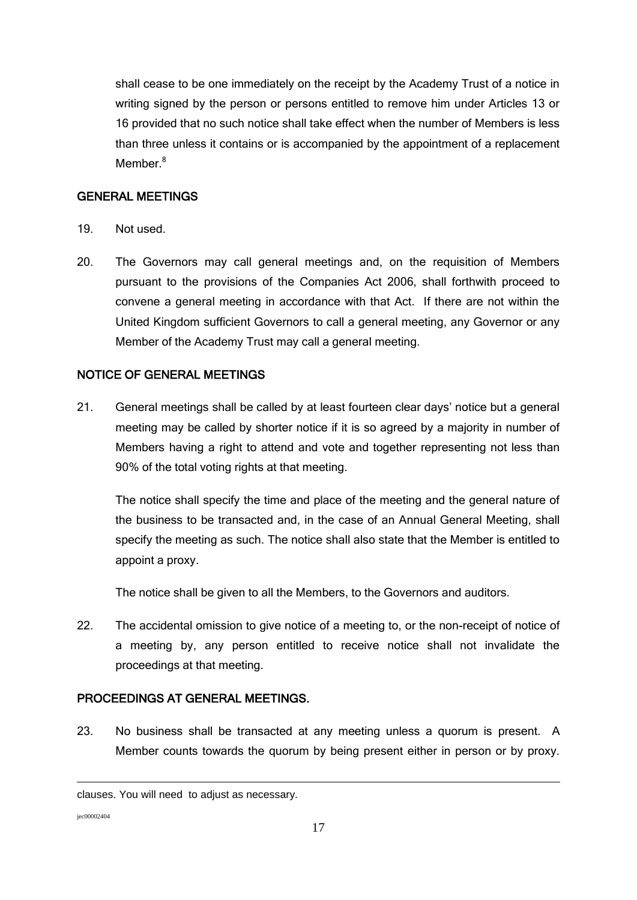shall cease to be one immediately on the receipt by the Academy Trust of a notice in writing signed by the person or persons entitled to remove him under Articles 13 or 16 provided that no such notice shall take effect when the number of Members is less than three unless it contains or is accompanied by the appointment of a replacement Member.[8]

## GENERAL MEETINGS

19. Not used.

20. The Governors may call general meetings and, on the requisition of Members pursuant to the provisions of the Companies Act 2006, shall forthwith proceed to convene a general meeting in accordance with that Act. If there are not within the United Kingdom sufficient Governors to call a general meeting, any Governor or any Member of the Academy Trust may call a general meeting.

## NOTICE OF GENERAL MEETINGS

21. General meetings shall be called by at least fourteen clear days' notice but a general meeting may be called by shorter notice if it is so agreed by a majority in number of Members having a right to attend and vote and together representing not less than 90% of the total voting rights at that meeting.

    The notice shall specify the time and place of the meeting and the general nature of the business to be transacted and, in the case of an Annual General Meeting, shall specify the meeting as such. The notice shall also state that the Member is entitled to appoint a proxy.

    The notice shall be given to all the Members, to the Governors and auditors.

22. The accidental omission to give notice of a meeting to, or the non-receipt of notice of a meeting by, any person entitled to receive notice shall not invalidate the proceedings at that meeting.

## PROCEEDINGS AT GENERAL MEETINGS.

23. No business shall be transacted at any meeting unless a quorum is present. A Member counts towards the quorum by being present either in person or by proxy.

---

clauses. You will need to adjust as necessary.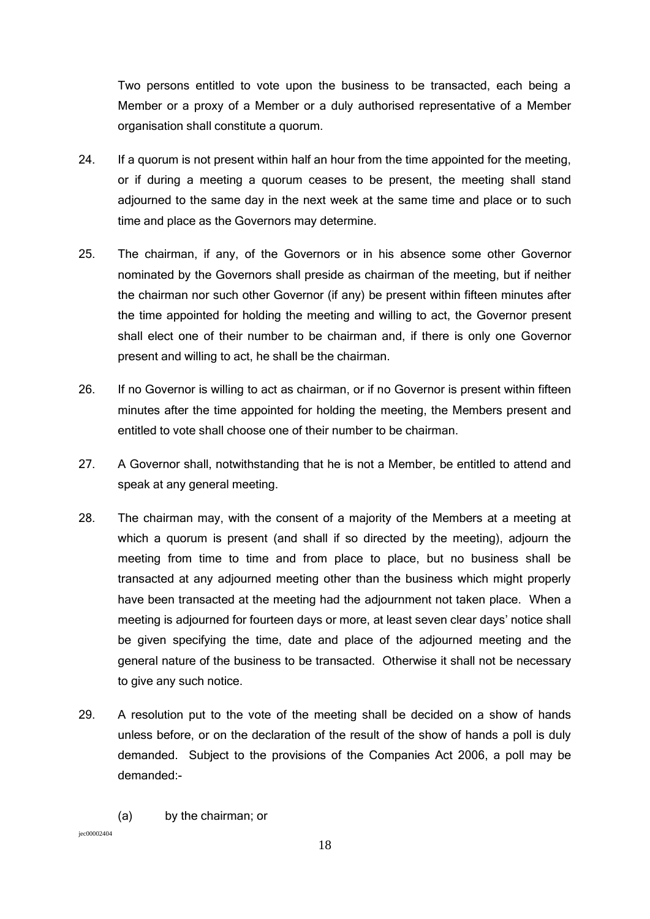Two persons entitled to vote upon the business to be transacted, each being a Member or a proxy of a Member or a duly authorised representative of a Member organisation shall constitute a quorum.

24. If a quorum is not present within half an hour from the time appointed for the meeting, or if during a meeting a quorum ceases to be present, the meeting shall stand adjourned to the same day in the next week at the same time and place or to such time and place as the Governors may determine.

25. The chairman, if any, of the Governors or in his absence some other Governor nominated by the Governors shall preside as chairman of the meeting, but if neither the chairman nor such other Governor (if any) be present within fifteen minutes after the time appointed for holding the meeting and willing to act, the Governor present shall elect one of their number to be chairman and, if there is only one Governor present and willing to act, he shall be the chairman.

26. If no Governor is willing to act as chairman, or if no Governor is present within fifteen minutes after the time appointed for holding the meeting, the Members present and entitled to vote shall choose one of their number to be chairman.

27. A Governor shall, notwithstanding that he is not a Member, be entitled to attend and speak at any general meeting.

28. The chairman may, with the consent of a majority of the Members at a meeting at which a quorum is present (and shall if so directed by the meeting), adjourn the meeting from time to time and from place to place, but no business shall be transacted at any adjourned meeting other than the business which might properly have been transacted at the meeting had the adjournment not taken place. When a meeting is adjourned for fourteen days or more, at least seven clear days' notice shall be given specifying the time, date and place of the adjourned meeting and the general nature of the business to be transacted. Otherwise it shall not be necessary to give any such notice.

29. A resolution put to the vote of the meeting shall be decided on a show of hands unless before, or on the declaration of the result of the show of hands a poll is duly demanded. Subject to the provisions of the Companies Act 2006, a poll may be demanded:-

    (a) by the chairman; or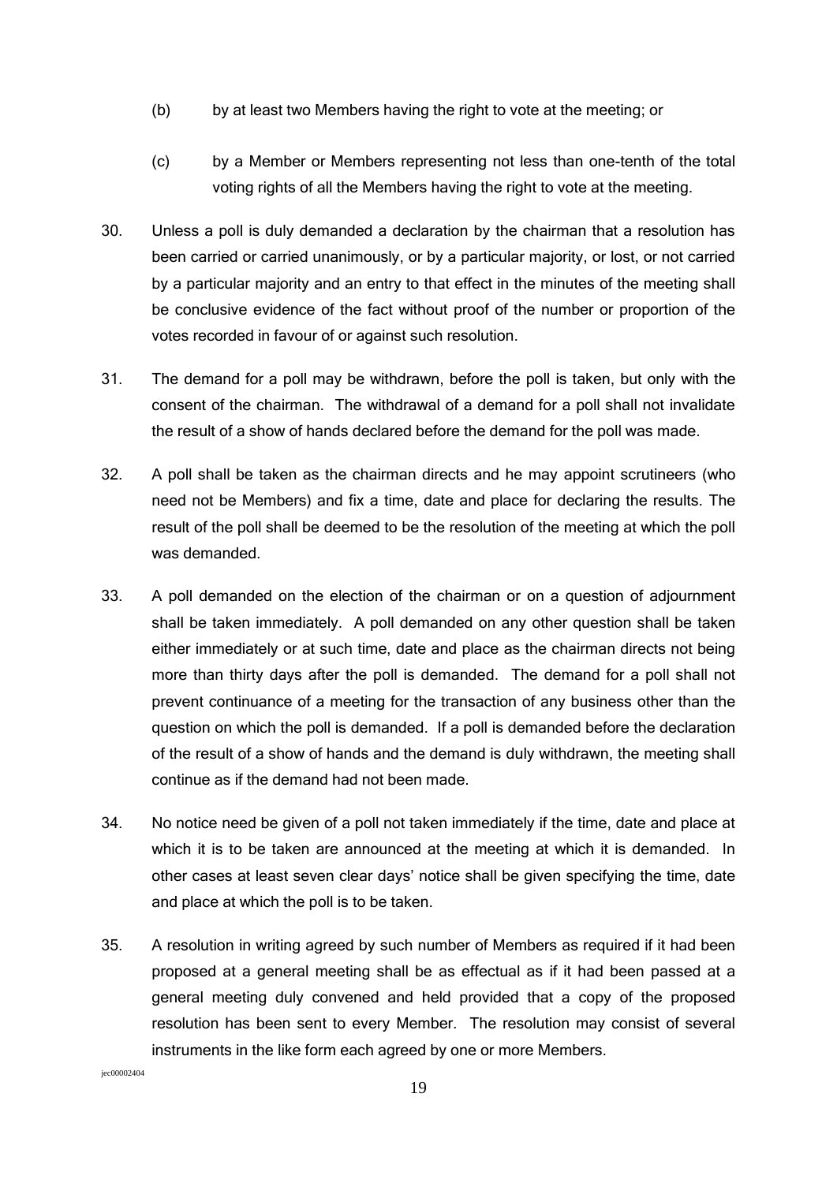(b) by at least two Members having the right to vote at the meeting; or

(c) by a Member or Members representing not less than one-tenth of the total voting rights of all the Members having the right to vote at the meeting.

30. Unless a poll is duly demanded a declaration by the chairman that a resolution has been carried or carried unanimously, or by a particular majority, or lost, or not carried by a particular majority and an entry to that effect in the minutes of the meeting shall be conclusive evidence of the fact without proof of the number or proportion of the votes recorded in favour of or against such resolution.

31. The demand for a poll may be withdrawn, before the poll is taken, but only with the consent of the chairman. The withdrawal of a demand for a poll shall not invalidate the result of a show of hands declared before the demand for the poll was made.

32. A poll shall be taken as the chairman directs and he may appoint scrutineers (who need not be Members) and fix a time, date and place for declaring the results. The result of the poll shall be deemed to be the resolution of the meeting at which the poll was demanded.

33. A poll demanded on the election of the chairman or on a question of adjournment shall be taken immediately. A poll demanded on any other question shall be taken either immediately or at such time, date and place as the chairman directs not being more than thirty days after the poll is demanded. The demand for a poll shall not prevent continuance of a meeting for the transaction of any business other than the question on which the poll is demanded. If a poll is demanded before the declaration of the result of a show of hands and the demand is duly withdrawn, the meeting shall continue as if the demand had not been made.

34. No notice need be given of a poll not taken immediately if the time, date and place at which it is to be taken are announced at the meeting at which it is demanded. In other cases at least seven clear days' notice shall be given specifying the time, date and place at which the poll is to be taken.

35. A resolution in writing agreed by such number of Members as required if it had been proposed at a general meeting shall be as effectual as if it had been passed at a general meeting duly convened and held provided that a copy of the proposed resolution has been sent to every Member. The resolution may consist of several instruments in the like form each agreed by one or more Members.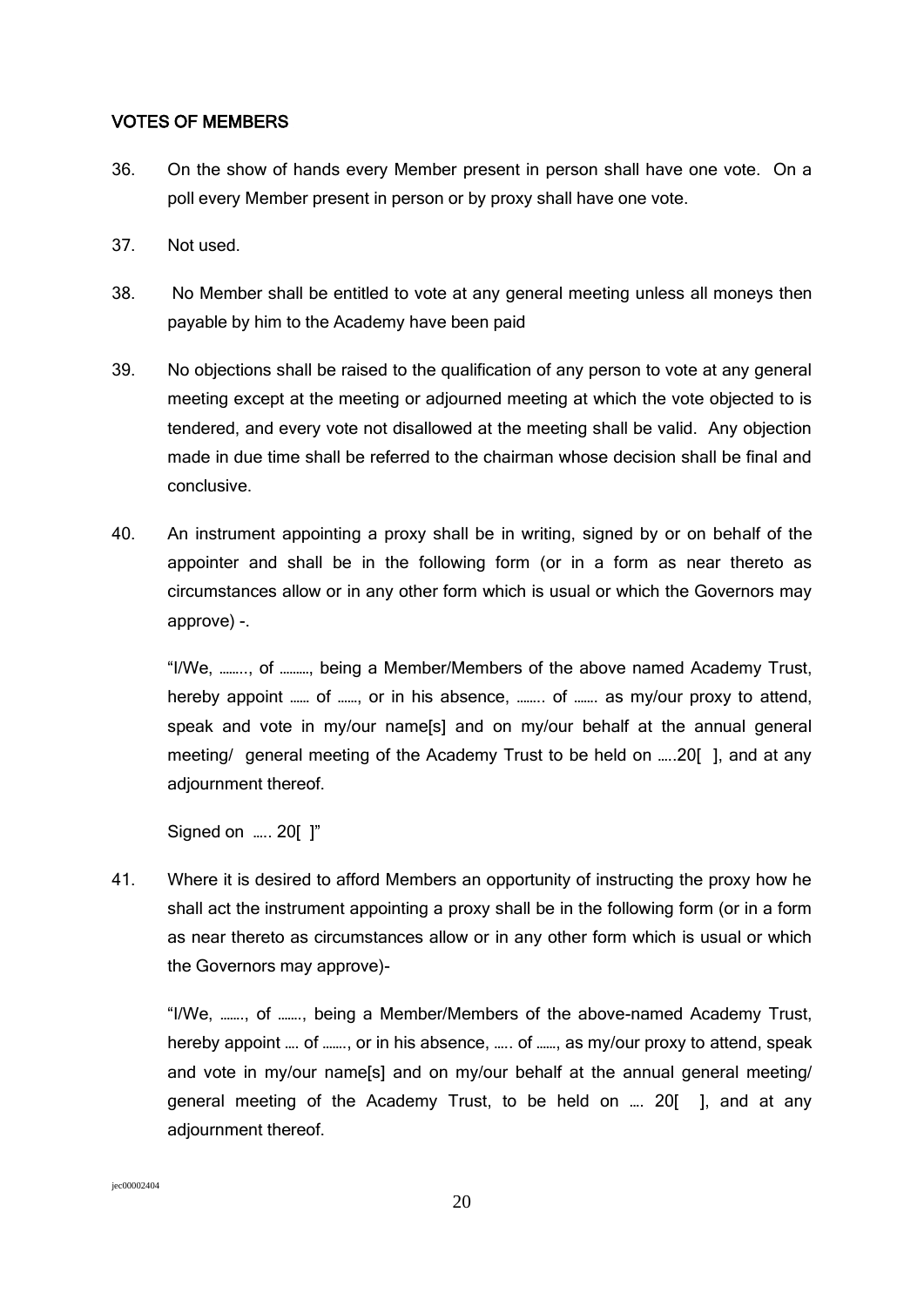## VOTES OF MEMBERS

36. On the show of hands every Member present in person shall have one vote. On a poll every Member present in person or by proxy shall have one vote.

37. Not used.

38. No Member shall be entitled to vote at any general meeting unless all moneys then payable by him to the Academy have been paid

39. No objections shall be raised to the qualification of any person to vote at any general meeting except at the meeting or adjourned meeting at which the vote objected to is tendered, and every vote not disallowed at the meeting shall be valid. Any objection made in due time shall be referred to the chairman whose decision shall be final and conclusive.

40. An instrument appointing a proxy shall be in writing, signed by or on behalf of the appointer and shall be in the following form (or in a form as near thereto as circumstances allow or in any other form which is usual or which the Governors may approve) -.

    "I/We, ……., of ………, being a Member/Members of the above named Academy Trust, hereby appoint …… of ……, or in his absence, …….. of ……. as my/our proxy to attend, speak and vote in my/our name[s] and on my/our behalf at the annual general meeting/ general meeting of the Academy Trust to be held on …..20[ ], and at any adjournment thereof.

    Signed on ….. 20[ ]"

41. Where it is desired to afford Members an opportunity of instructing the proxy how he shall act the instrument appointing a proxy shall be in the following form (or in a form as near thereto as circumstances allow or in any other form which is usual or which the Governors may approve)-

    "I/We, ……., of ……., being a Member/Members of the above-named Academy Trust, hereby appoint …. of ……., or in his absence, ….. of ……, as my/our proxy to attend, speak and vote in my/our name[s] and on my/our behalf at the annual general meeting/ general meeting of the Academy Trust, to be held on …. 20[ ], and at any adjournment thereof.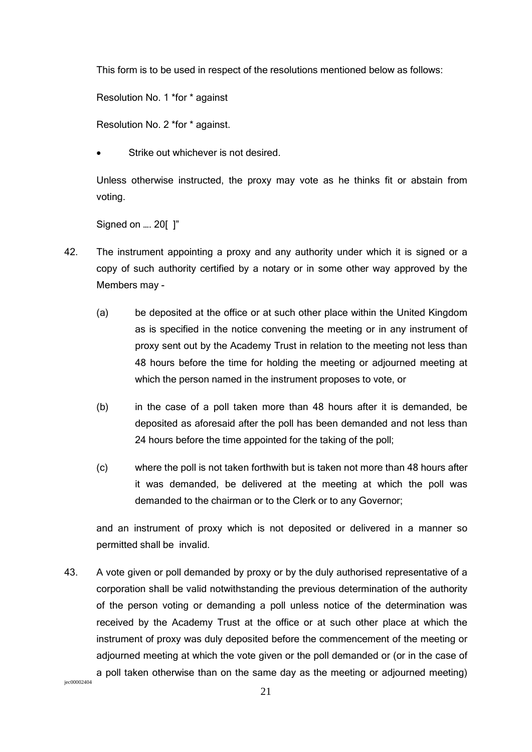This form is to be used in respect of the resolutions mentioned below as follows:

Resolution No. 1 *for * against

Resolution No. 2 *for * against.

- Strike out whichever is not desired.

Unless otherwise instructed, the proxy may vote as he thinks fit or abstain from voting.

Signed on .... 20[ ]"

42. The instrument appointing a proxy and any authority under which it is signed or a copy of such authority certified by a notary or in some other way approved by the Members may -

    (a) be deposited at the office or at such other place within the United Kingdom as is specified in the notice convening the meeting or in any instrument of proxy sent out by the Academy Trust in relation to the meeting not less than 48 hours before the time for holding the meeting or adjourned meeting at which the person named in the instrument proposes to vote, or

    (b) in the case of a poll taken more than 48 hours after it is demanded, be deposited as aforesaid after the poll has been demanded and not less than 24 hours before the time appointed for the taking of the poll;

    (c) where the poll is not taken forthwith but is taken not more than 48 hours after it was demanded, be delivered at the meeting at which the poll was demanded to the chairman or to the Clerk or to any Governor;

    and an instrument of proxy which is not deposited or delivered in a manner so permitted shall be invalid.

43. A vote given or poll demanded by proxy or by the duly authorised representative of a corporation shall be valid notwithstanding the previous determination of the authority of the person voting or demanding a poll unless notice of the determination was received by the Academy Trust at the office or at such other place at which the instrument of proxy was duly deposited before the commencement of the meeting or adjourned meeting at which the vote given or the poll demanded or (in the case of a poll taken otherwise than on the same day as the meeting or adjourned meeting)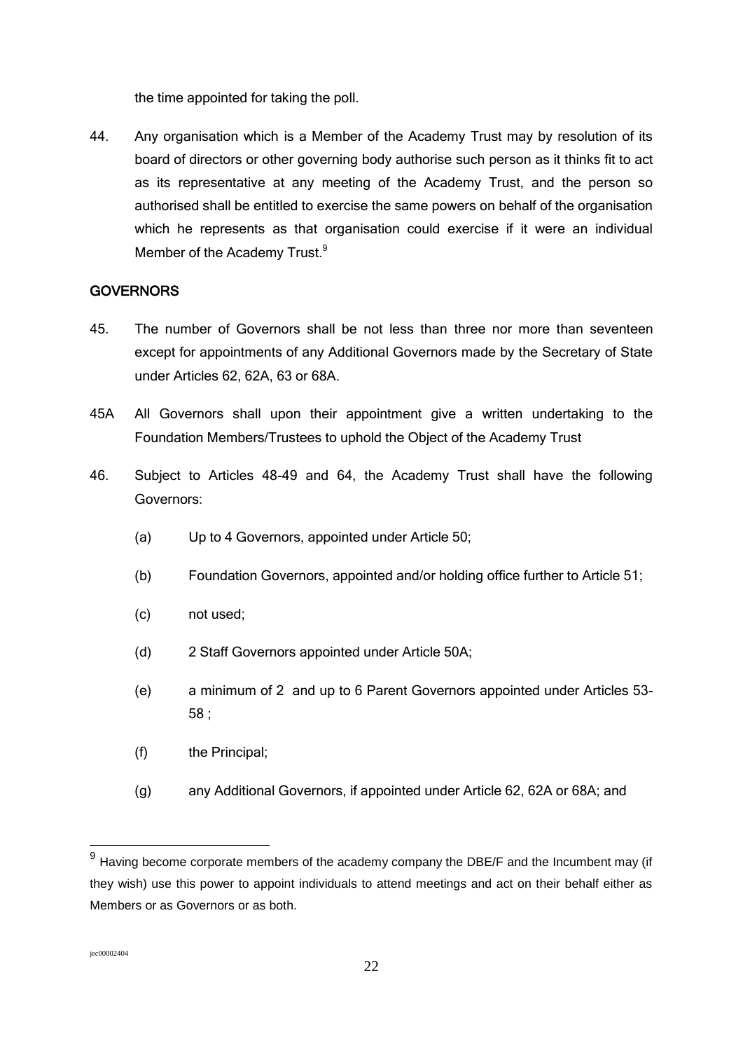the time appointed for taking the poll.

44. Any organisation which is a Member of the Academy Trust may by resolution of its board of directors or other governing body authorise such person as it thinks fit to act as its representative at any meeting of the Academy Trust, and the person so authorised shall be entitled to exercise the same powers on behalf of the organisation which he represents as that organisation could exercise if it were an individual Member of the Academy Trust.[9]

## GOVERNORS

45. The number of Governors shall be not less than three nor more than seventeen except for appointments of any Additional Governors made by the Secretary of State under Articles 62, 62A, 63 or 68A.

45A All Governors shall upon their appointment give a written undertaking to the Foundation Members/Trustees to uphold the Object of the Academy Trust

46. Subject to Articles 48-49 and 64, the Academy Trust shall have the following Governors:

    (a) Up to 4 Governors, appointed under Article 50;

    (b) Foundation Governors, appointed and/or holding office further to Article 51;

    (c) not used;

    (d) 2 Staff Governors appointed under Article 50A;

    (e) a minimum of 2 and up to 6 Parent Governors appointed under Articles 53-58 ;

    (f) the Principal;

    (g) any Additional Governors, if appointed under Article 62, 62A or 68A; and

---

[9] Having become corporate members of the academy company the DBE/F and the Incumbent may (if they wish) use this power to appoint individuals to attend meetings and act on their behalf either as Members or as Governors or as both.

jec00002404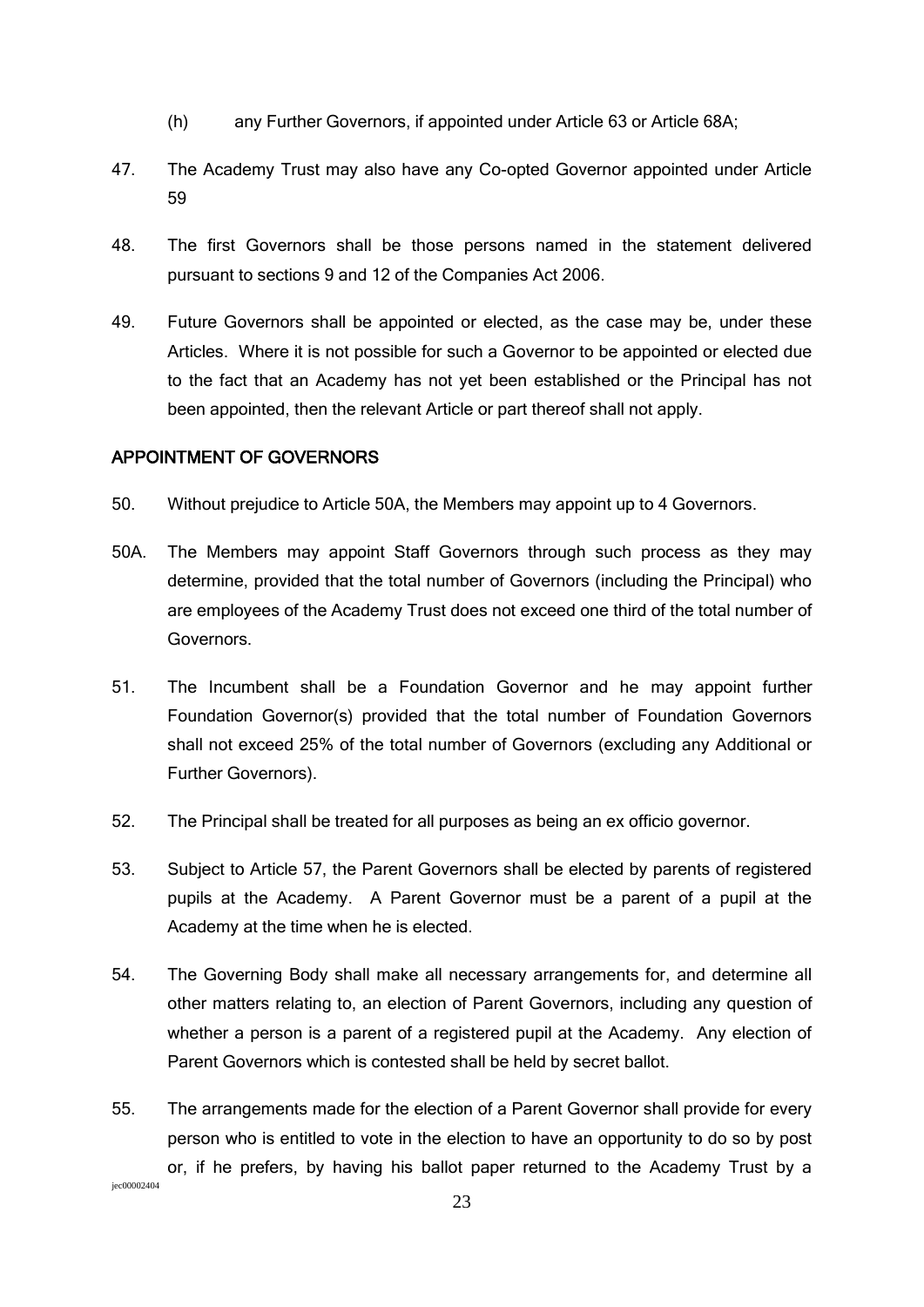(h) any Further Governors, if appointed under Article 63 or Article 68A;

47. The Academy Trust may also have any Co-opted Governor appointed under Article 59

48. The first Governors shall be those persons named in the statement delivered pursuant to sections 9 and 12 of the Companies Act 2006.

49. Future Governors shall be appointed or elected, as the case may be, under these Articles. Where it is not possible for such a Governor to be appointed or elected due to the fact that an Academy has not yet been established or the Principal has not been appointed, then the relevant Article or part thereof shall not apply.

## APPOINTMENT OF GOVERNORS

50. Without prejudice to Article 50A, the Members may appoint up to 4 Governors.

50A. The Members may appoint Staff Governors through such process as they may determine, provided that the total number of Governors (including the Principal) who are employees of the Academy Trust does not exceed one third of the total number of Governors.

51. The Incumbent shall be a Foundation Governor and he may appoint further Foundation Governor(s) provided that the total number of Foundation Governors shall not exceed 25% of the total number of Governors (excluding any Additional or Further Governors).

52. The Principal shall be treated for all purposes as being an ex officio governor.

53. Subject to Article 57, the Parent Governors shall be elected by parents of registered pupils at the Academy. A Parent Governor must be a parent of a pupil at the Academy at the time when he is elected.

54. The Governing Body shall make all necessary arrangements for, and determine all other matters relating to, an election of Parent Governors, including any question of whether a person is a parent of a registered pupil at the Academy. Any election of Parent Governors which is contested shall be held by secret ballot.

55. The arrangements made for the election of a Parent Governor shall provide for every person who is entitled to vote in the election to have an opportunity to do so by post or, if he prefers, by having his ballot paper returned to the Academy Trust by a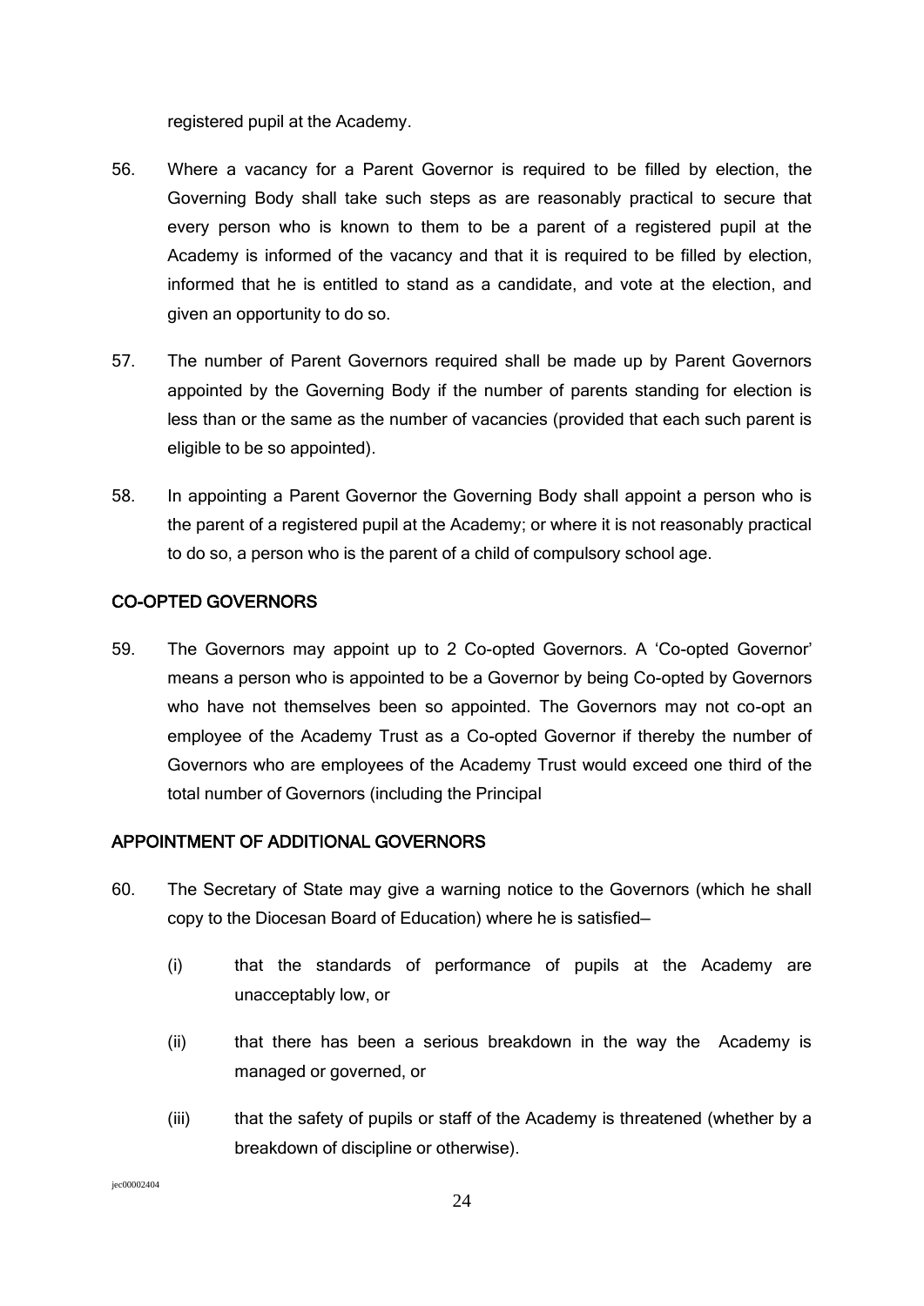registered pupil at the Academy.

56. Where a vacancy for a Parent Governor is required to be filled by election, the Governing Body shall take such steps as are reasonably practical to secure that every person who is known to them to be a parent of a registered pupil at the Academy is informed of the vacancy and that it is required to be filled by election, informed that he is entitled to stand as a candidate, and vote at the election, and given an opportunity to do so.

57. The number of Parent Governors required shall be made up by Parent Governors appointed by the Governing Body if the number of parents standing for election is less than or the same as the number of vacancies (provided that each such parent is eligible to be so appointed).

58. In appointing a Parent Governor the Governing Body shall appoint a person who is the parent of a registered pupil at the Academy; or where it is not reasonably practical to do so, a person who is the parent of a child of compulsory school age.

## CO-OPTED GOVERNORS

59. The Governors may appoint up to 2 Co-opted Governors. A 'Co-opted Governor' means a person who is appointed to be a Governor by being Co-opted by Governors who have not themselves been so appointed. The Governors may not co-opt an employee of the Academy Trust as a Co-opted Governor if thereby the number of Governors who are employees of the Academy Trust would exceed one third of the total number of Governors (including the Principal

## APPOINTMENT OF ADDITIONAL GOVERNORS

60. The Secretary of State may give a warning notice to the Governors (which he shall copy to the Diocesan Board of Education) where he is satisfied—

    (i) that the standards of performance of pupils at the Academy are unacceptably low, or

    (ii) that there has been a serious breakdown in the way the Academy is managed or governed, or

    (iii) that the safety of pupils or staff of the Academy is threatened (whether by a breakdown of discipline or otherwise).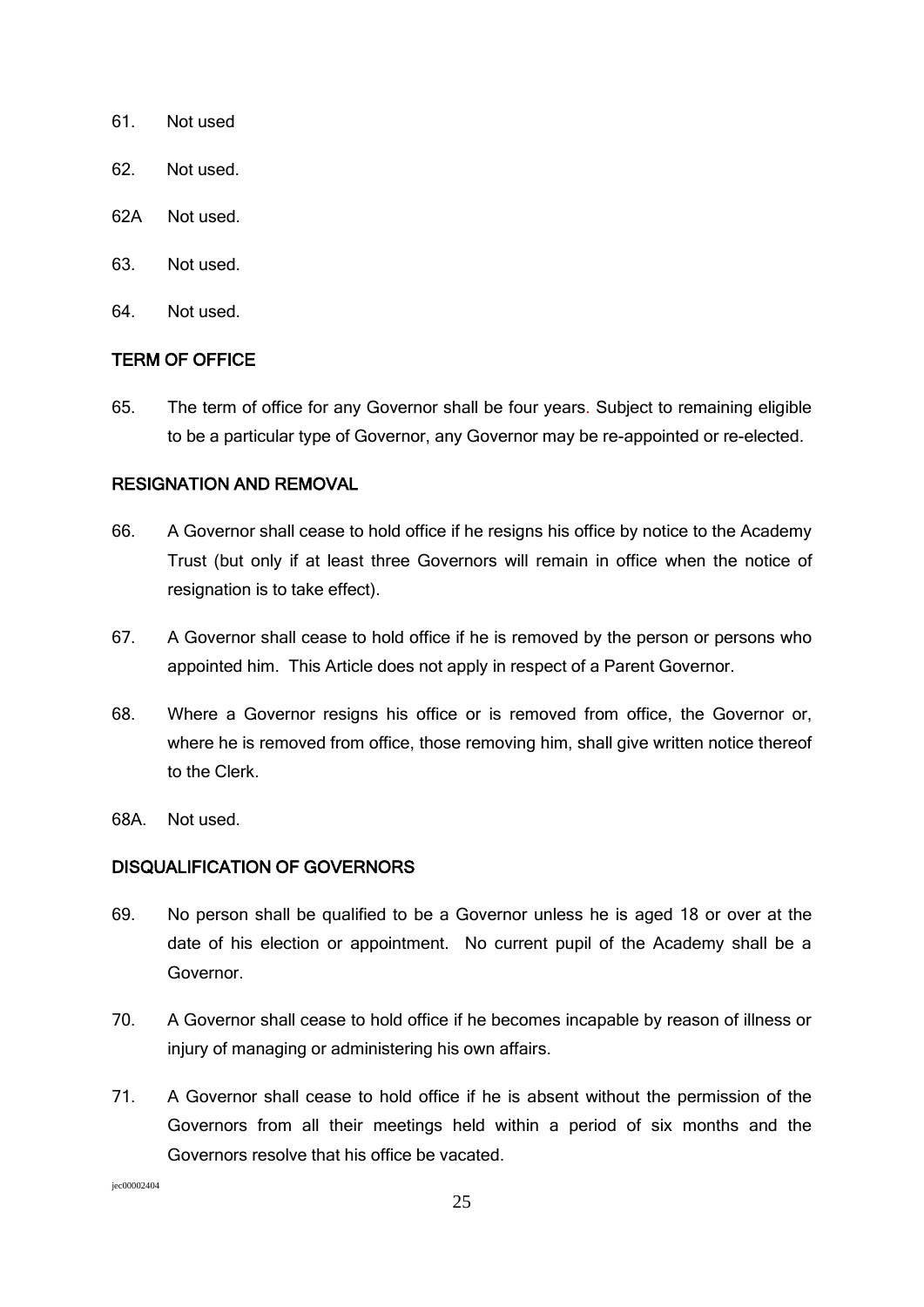61. Not used

62. Not used.

62A Not used.

63. Not used.

64. Not used.

## TERM OF OFFICE

65. The term of office for any Governor shall be four years. Subject to remaining eligible to be a particular type of Governor, any Governor may be re-appointed or re-elected.

## RESIGNATION AND REMOVAL

66. A Governor shall cease to hold office if he resigns his office by notice to the Academy Trust (but only if at least three Governors will remain in office when the notice of resignation is to take effect).

67. A Governor shall cease to hold office if he is removed by the person or persons who appointed him. This Article does not apply in respect of a Parent Governor.

68. Where a Governor resigns his office or is removed from office, the Governor or, where he is removed from office, those removing him, shall give written notice thereof to the Clerk.

68A. Not used.

## DISQUALIFICATION OF GOVERNORS

69. No person shall be qualified to be a Governor unless he is aged 18 or over at the date of his election or appointment. No current pupil of the Academy shall be a Governor.

70. A Governor shall cease to hold office if he becomes incapable by reason of illness or injury of managing or administering his own affairs.

71. A Governor shall cease to hold office if he is absent without the permission of the Governors from all their meetings held within a period of six months and the Governors resolve that his office be vacated.

jec00002404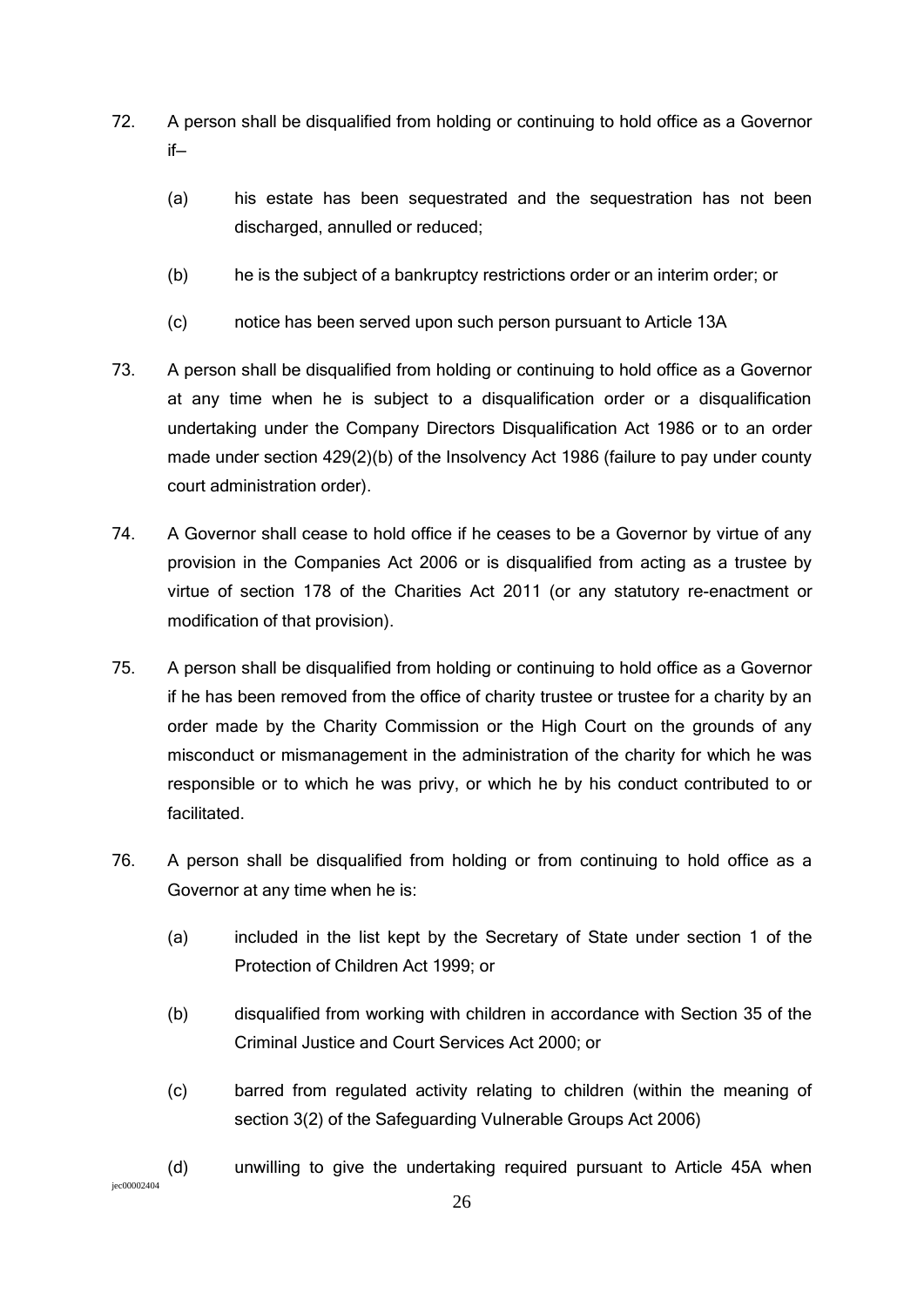72. A person shall be disqualified from holding or continuing to hold office as a Governor if—

    (a) his estate has been sequestrated and the sequestration has not been discharged, annulled or reduced;

    (b) he is the subject of a bankruptcy restrictions order or an interim order; or

    (c) notice has been served upon such person pursuant to Article 13A

73. A person shall be disqualified from holding or continuing to hold office as a Governor at any time when he is subject to a disqualification order or a disqualification undertaking under the Company Directors Disqualification Act 1986 or to an order made under section 429(2)(b) of the Insolvency Act 1986 (failure to pay under county court administration order).

74. A Governor shall cease to hold office if he ceases to be a Governor by virtue of any provision in the Companies Act 2006 or is disqualified from acting as a trustee by virtue of section 178 of the Charities Act 2011 (or any statutory re-enactment or modification of that provision).

75. A person shall be disqualified from holding or continuing to hold office as a Governor if he has been removed from the office of charity trustee or trustee for a charity by an order made by the Charity Commission or the High Court on the grounds of any misconduct or mismanagement in the administration of the charity for which he was responsible or to which he was privy, or which he by his conduct contributed to or facilitated.

76. A person shall be disqualified from holding or from continuing to hold office as a Governor at any time when he is:

    (a) included in the list kept by the Secretary of State under section 1 of the Protection of Children Act 1999; or

    (b) disqualified from working with children in accordance with Section 35 of the Criminal Justice and Court Services Act 2000; or

    (c) barred from regulated activity relating to children (within the meaning of section 3(2) of the Safeguarding Vulnerable Groups Act 2006)

    (d) unwilling to give the undertaking required pursuant to Article 45A when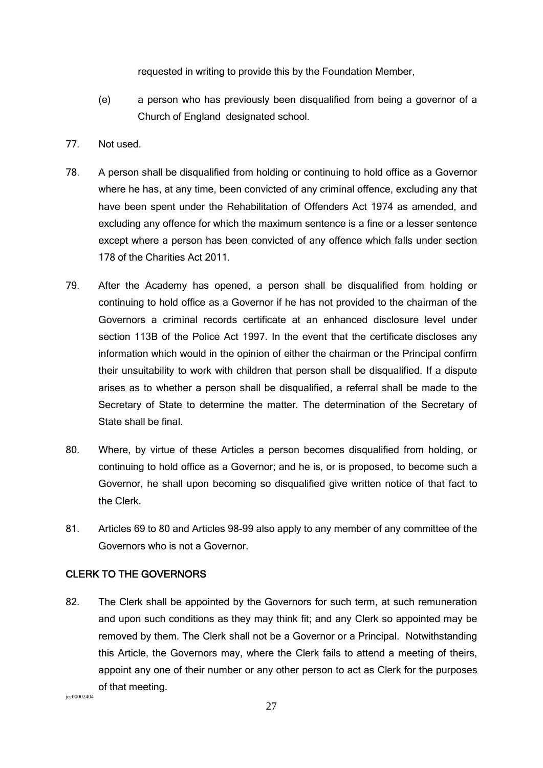requested in writing to provide this by the Foundation Member,

(e) a person who has previously been disqualified from being a governor of a Church of England designated school.

77. Not used.

78. A person shall be disqualified from holding or continuing to hold office as a Governor where he has, at any time, been convicted of any criminal offence, excluding any that have been spent under the Rehabilitation of Offenders Act 1974 as amended, and excluding any offence for which the maximum sentence is a fine or a lesser sentence except where a person has been convicted of any offence which falls under section 178 of the Charities Act 2011.

79. After the Academy has opened, a person shall be disqualified from holding or continuing to hold office as a Governor if he has not provided to the chairman of the Governors a criminal records certificate at an enhanced disclosure level under section 113B of the Police Act 1997. In the event that the certificate discloses any information which would in the opinion of either the chairman or the Principal confirm their unsuitability to work with children that person shall be disqualified. If a dispute arises as to whether a person shall be disqualified, a referral shall be made to the Secretary of State to determine the matter. The determination of the Secretary of State shall be final.

80. Where, by virtue of these Articles a person becomes disqualified from holding, or continuing to hold office as a Governor; and he is, or is proposed, to become such a Governor, he shall upon becoming so disqualified give written notice of that fact to the Clerk.

81. Articles 69 to 80 and Articles 98-99 also apply to any member of any committee of the Governors who is not a Governor.

## CLERK TO THE GOVERNORS

82. The Clerk shall be appointed by the Governors for such term, at such remuneration and upon such conditions as they may think fit; and any Clerk so appointed may be removed by them. The Clerk shall not be a Governor or a Principal. Notwithstanding this Article, the Governors may, where the Clerk fails to attend a meeting of theirs, appoint any one of their number or any other person to act as Clerk for the purposes of that meeting.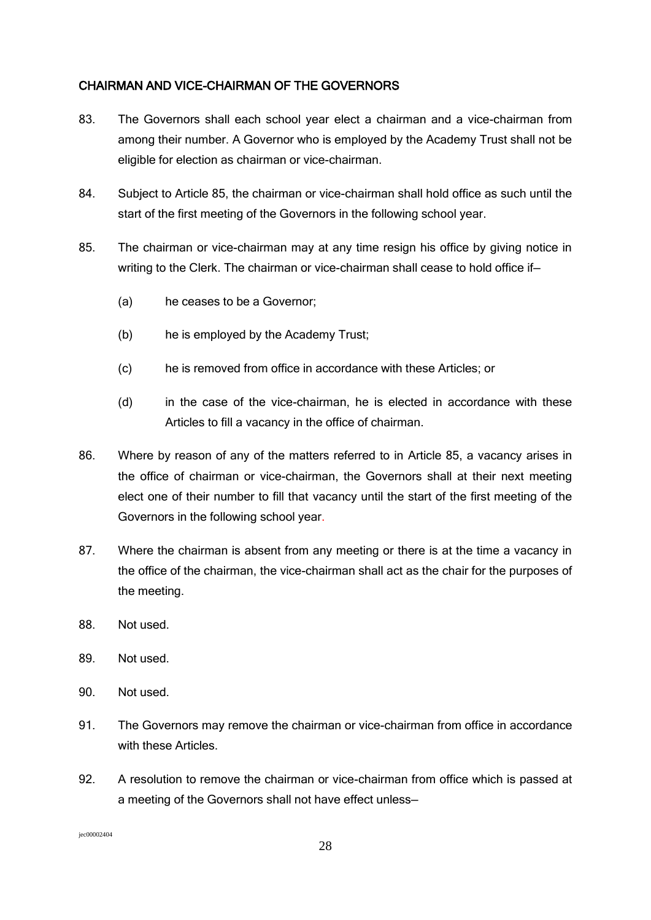## CHAIRMAN AND VICE-CHAIRMAN OF THE GOVERNORS

83. The Governors shall each school year elect a chairman and a vice-chairman from among their number. A Governor who is employed by the Academy Trust shall not be eligible for election as chairman or vice-chairman.

84. Subject to Article 85, the chairman or vice-chairman shall hold office as such until the start of the first meeting of the Governors in the following school year.

85. The chairman or vice-chairman may at any time resign his office by giving notice in writing to the Clerk. The chairman or vice-chairman shall cease to hold office if—

    (a) he ceases to be a Governor;

    (b) he is employed by the Academy Trust;

    (c) he is removed from office in accordance with these Articles; or

    (d) in the case of the vice-chairman, he is elected in accordance with these Articles to fill a vacancy in the office of chairman.

86. Where by reason of any of the matters referred to in Article 85, a vacancy arises in the office of chairman or vice-chairman, the Governors shall at their next meeting elect one of their number to fill that vacancy until the start of the first meeting of the Governors in the following school year.

87. Where the chairman is absent from any meeting or there is at the time a vacancy in the office of the chairman, the vice-chairman shall act as the chair for the purposes of the meeting.

88. Not used.

89. Not used.

90. Not used.

91. The Governors may remove the chairman or vice-chairman from office in accordance with these Articles.

92. A resolution to remove the chairman or vice-chairman from office which is passed at a meeting of the Governors shall not have effect unless—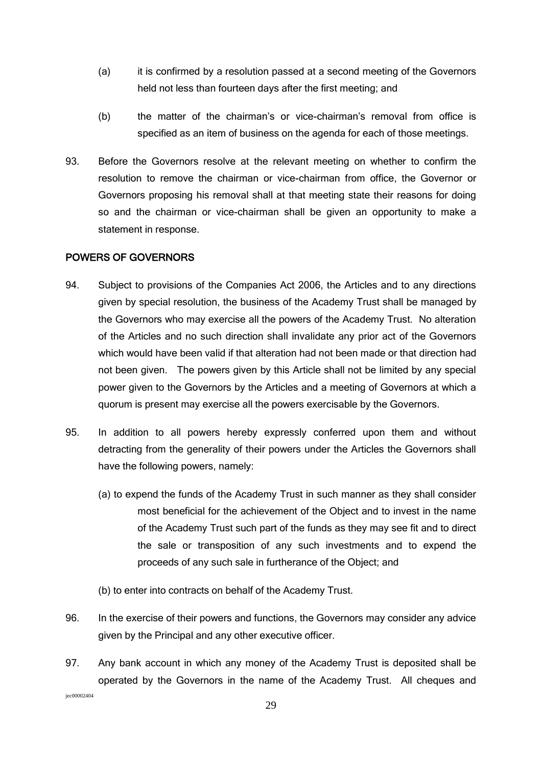(a) it is confirmed by a resolution passed at a second meeting of the Governors held not less than fourteen days after the first meeting; and

(b) the matter of the chairman's or vice-chairman's removal from office is specified as an item of business on the agenda for each of those meetings.

93. Before the Governors resolve at the relevant meeting on whether to confirm the resolution to remove the chairman or vice-chairman from office, the Governor or Governors proposing his removal shall at that meeting state their reasons for doing so and the chairman or vice-chairman shall be given an opportunity to make a statement in response.

## POWERS OF GOVERNORS

94. Subject to provisions of the Companies Act 2006, the Articles and to any directions given by special resolution, the business of the Academy Trust shall be managed by the Governors who may exercise all the powers of the Academy Trust. No alteration of the Articles and no such direction shall invalidate any prior act of the Governors which would have been valid if that alteration had not been made or that direction had not been given. The powers given by this Article shall not be limited by any special power given to the Governors by the Articles and a meeting of Governors at which a quorum is present may exercise all the powers exercisable by the Governors.

95. In addition to all powers hereby expressly conferred upon them and without detracting from the generality of their powers under the Articles the Governors shall have the following powers, namely:

   (a) to expend the funds of the Academy Trust in such manner as they shall consider most beneficial for the achievement of the Object and to invest in the name of the Academy Trust such part of the funds as they may see fit and to direct the sale or transposition of any such investments and to expend the proceeds of any such sale in furtherance of the Object; and

   (b) to enter into contracts on behalf of the Academy Trust.

96. In the exercise of their powers and functions, the Governors may consider any advice given by the Principal and any other executive officer.

97. Any bank account in which any money of the Academy Trust is deposited shall be operated by the Governors in the name of the Academy Trust. All cheques and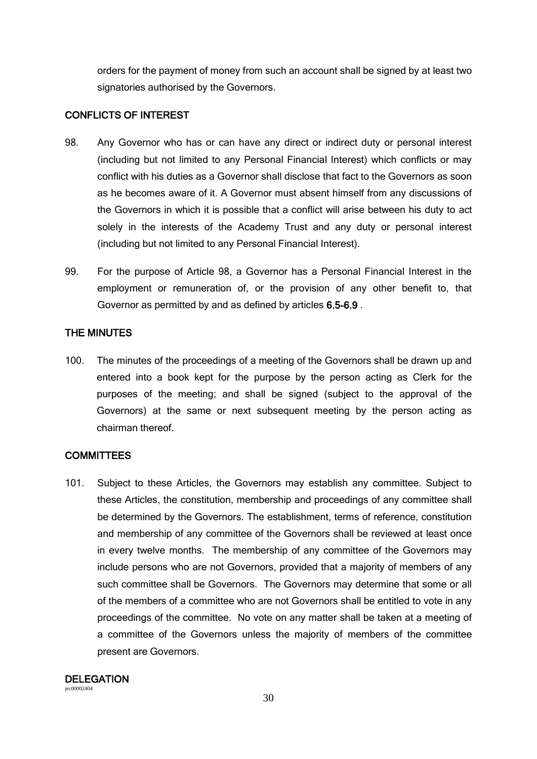orders for the payment of money from such an account shall be signed by at least two signatories authorised by the Governors.

## CONFLICTS OF INTEREST

98. Any Governor who has or can have any direct or indirect duty or personal interest (including but not limited to any Personal Financial Interest) which conflicts or may conflict with his duties as a Governor shall disclose that fact to the Governors as soon as he becomes aware of it. A Governor must absent himself from any discussions of the Governors in which it is possible that a conflict will arise between his duty to act solely in the interests of the Academy Trust and any duty or personal interest (including but not limited to any Personal Financial Interest).

99. For the purpose of Article 98, a Governor has a Personal Financial Interest in the employment or remuneration of, or the provision of any other benefit to, that Governor as permitted by and as defined by articles **6.5-6.9** .

## THE MINUTES

100. The minutes of the proceedings of a meeting of the Governors shall be drawn up and entered into a book kept for the purpose by the person acting as Clerk for the purposes of the meeting; and shall be signed (subject to the approval of the Governors) at the same or next subsequent meeting by the person acting as chairman thereof.

## COMMITTEES

101. Subject to these Articles, the Governors may establish any committee. Subject to these Articles, the constitution, membership and proceedings of any committee shall be determined by the Governors. The establishment, terms of reference, constitution and membership of any committee of the Governors shall be reviewed at least once in every twelve months. The membership of any committee of the Governors may include persons who are not Governors, provided that a majority of members of any such committee shall be Governors. The Governors may determine that some or all of the members of a committee who are not Governors shall be entitled to vote in any proceedings of the committee. No vote on any matter shall be taken at a meeting of a committee of the Governors unless the majority of members of the committee present are Governors.

## DELEGATION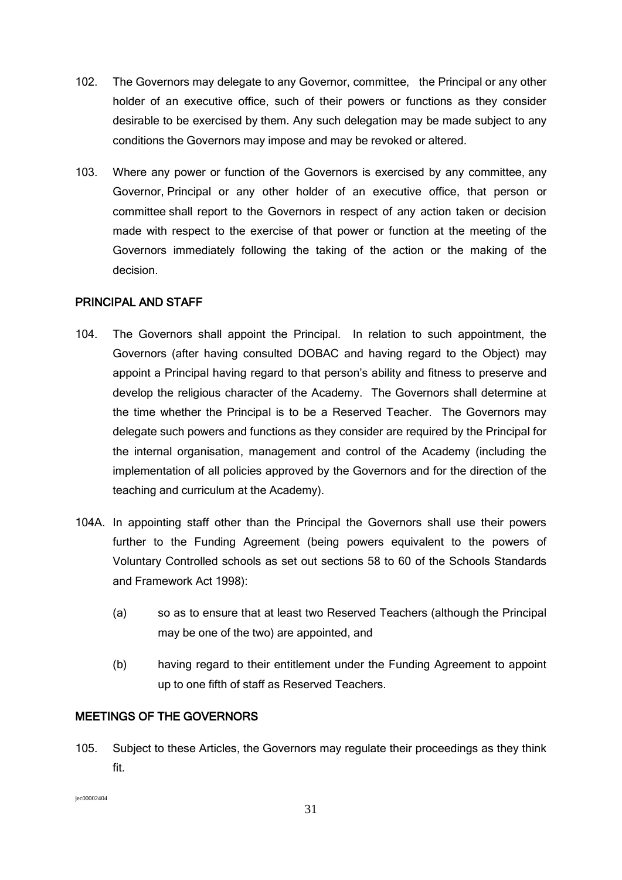102. The Governors may delegate to any Governor, committee, the Principal or any other holder of an executive office, such of their powers or functions as they consider desirable to be exercised by them. Any such delegation may be made subject to any conditions the Governors may impose and may be revoked or altered.

103. Where any power or function of the Governors is exercised by any committee, any Governor, Principal or any other holder of an executive office, that person or committee shall report to the Governors in respect of any action taken or decision made with respect to the exercise of that power or function at the meeting of the Governors immediately following the taking of the action or the making of the decision.

## PRINCIPAL AND STAFF

104. The Governors shall appoint the Principal. In relation to such appointment, the Governors (after having consulted DOBAC and having regard to the Object) may appoint a Principal having regard to that person's ability and fitness to preserve and develop the religious character of the Academy. The Governors shall determine at the time whether the Principal is to be a Reserved Teacher. The Governors may delegate such powers and functions as they consider are required by the Principal for the internal organisation, management and control of the Academy (including the implementation of all policies approved by the Governors and for the direction of the teaching and curriculum at the Academy).

104A. In appointing staff other than the Principal the Governors shall use their powers further to the Funding Agreement (being powers equivalent to the powers of Voluntary Controlled schools as set out sections 58 to 60 of the Schools Standards and Framework Act 1998):

(a) so as to ensure that at least two Reserved Teachers (although the Principal may be one of the two) are appointed, and

(b) having regard to their entitlement under the Funding Agreement to appoint up to one fifth of staff as Reserved Teachers.

## MEETINGS OF THE GOVERNORS

105. Subject to these Articles, the Governors may regulate their proceedings as they think fit.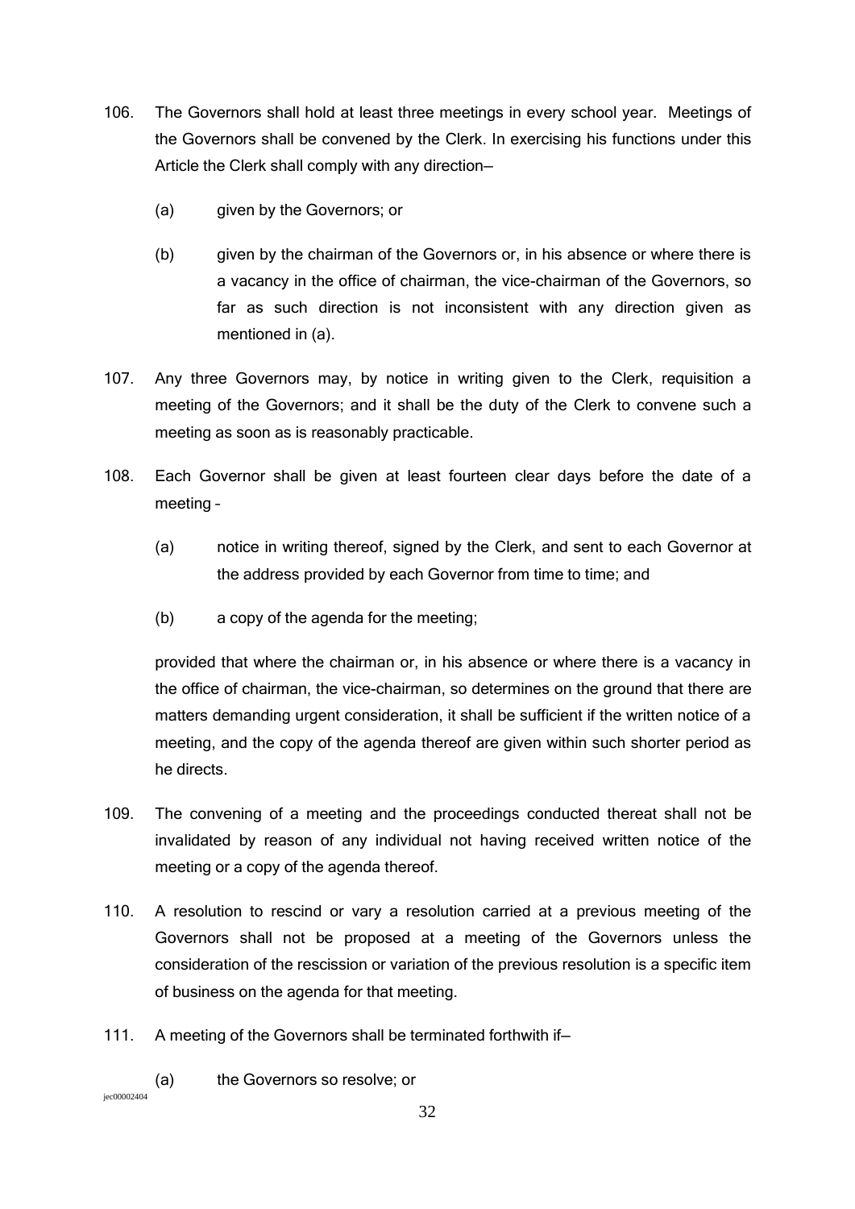106. The Governors shall hold at least three meetings in every school year. Meetings of the Governors shall be convened by the Clerk. In exercising his functions under this Article the Clerk shall comply with any direction—

    (a) given by the Governors; or

    (b) given by the chairman of the Governors or, in his absence or where there is a vacancy in the office of chairman, the vice-chairman of the Governors, so far as such direction is not inconsistent with any direction given as mentioned in (a).

107. Any three Governors may, by notice in writing given to the Clerk, requisition a meeting of the Governors; and it shall be the duty of the Clerk to convene such a meeting as soon as is reasonably practicable.

108. Each Governor shall be given at least fourteen clear days before the date of a meeting –

    (a) notice in writing thereof, signed by the Clerk, and sent to each Governor at the address provided by each Governor from time to time; and

    (b) a copy of the agenda for the meeting;

    provided that where the chairman or, in his absence or where there is a vacancy in the office of chairman, the vice-chairman, so determines on the ground that there are matters demanding urgent consideration, it shall be sufficient if the written notice of a meeting, and the copy of the agenda thereof are given within such shorter period as he directs.

109. The convening of a meeting and the proceedings conducted thereat shall not be invalidated by reason of any individual not having received written notice of the meeting or a copy of the agenda thereof.

110. A resolution to rescind or vary a resolution carried at a previous meeting of the Governors shall not be proposed at a meeting of the Governors unless the consideration of the rescission or variation of the previous resolution is a specific item of business on the agenda for that meeting.

111. A meeting of the Governors shall be terminated forthwith if—

    (a) the Governors so resolve; or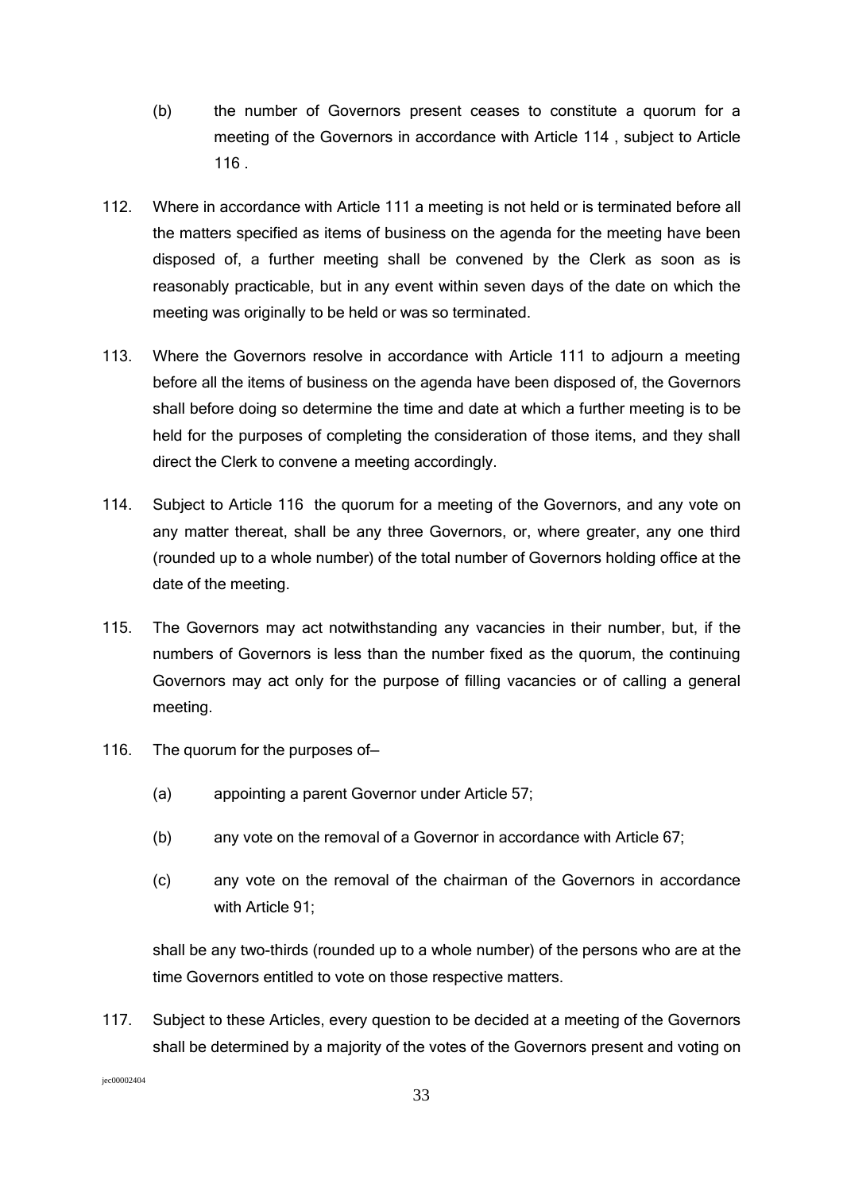(b) the number of Governors present ceases to constitute a quorum for a meeting of the Governors in accordance with Article 114 , subject to Article 116 .

112. Where in accordance with Article 111 a meeting is not held or is terminated before all the matters specified as items of business on the agenda for the meeting have been disposed of, a further meeting shall be convened by the Clerk as soon as is reasonably practicable, but in any event within seven days of the date on which the meeting was originally to be held or was so terminated.

113. Where the Governors resolve in accordance with Article 111 to adjourn a meeting before all the items of business on the agenda have been disposed of, the Governors shall before doing so determine the time and date at which a further meeting is to be held for the purposes of completing the consideration of those items, and they shall direct the Clerk to convene a meeting accordingly.

114. Subject to Article 116 the quorum for a meeting of the Governors, and any vote on any matter thereat, shall be any three Governors, or, where greater, any one third (rounded up to a whole number) of the total number of Governors holding office at the date of the meeting.

115. The Governors may act notwithstanding any vacancies in their number, but, if the numbers of Governors is less than the number fixed as the quorum, the continuing Governors may act only for the purpose of filling vacancies or of calling a general meeting.

116. The quorum for the purposes of—

(a) appointing a parent Governor under Article 57;

(b) any vote on the removal of a Governor in accordance with Article 67;

(c) any vote on the removal of the chairman of the Governors in accordance with Article 91;

shall be any two-thirds (rounded up to a whole number) of the persons who are at the time Governors entitled to vote on those respective matters.

117. Subject to these Articles, every question to be decided at a meeting of the Governors shall be determined by a majority of the votes of the Governors present and voting on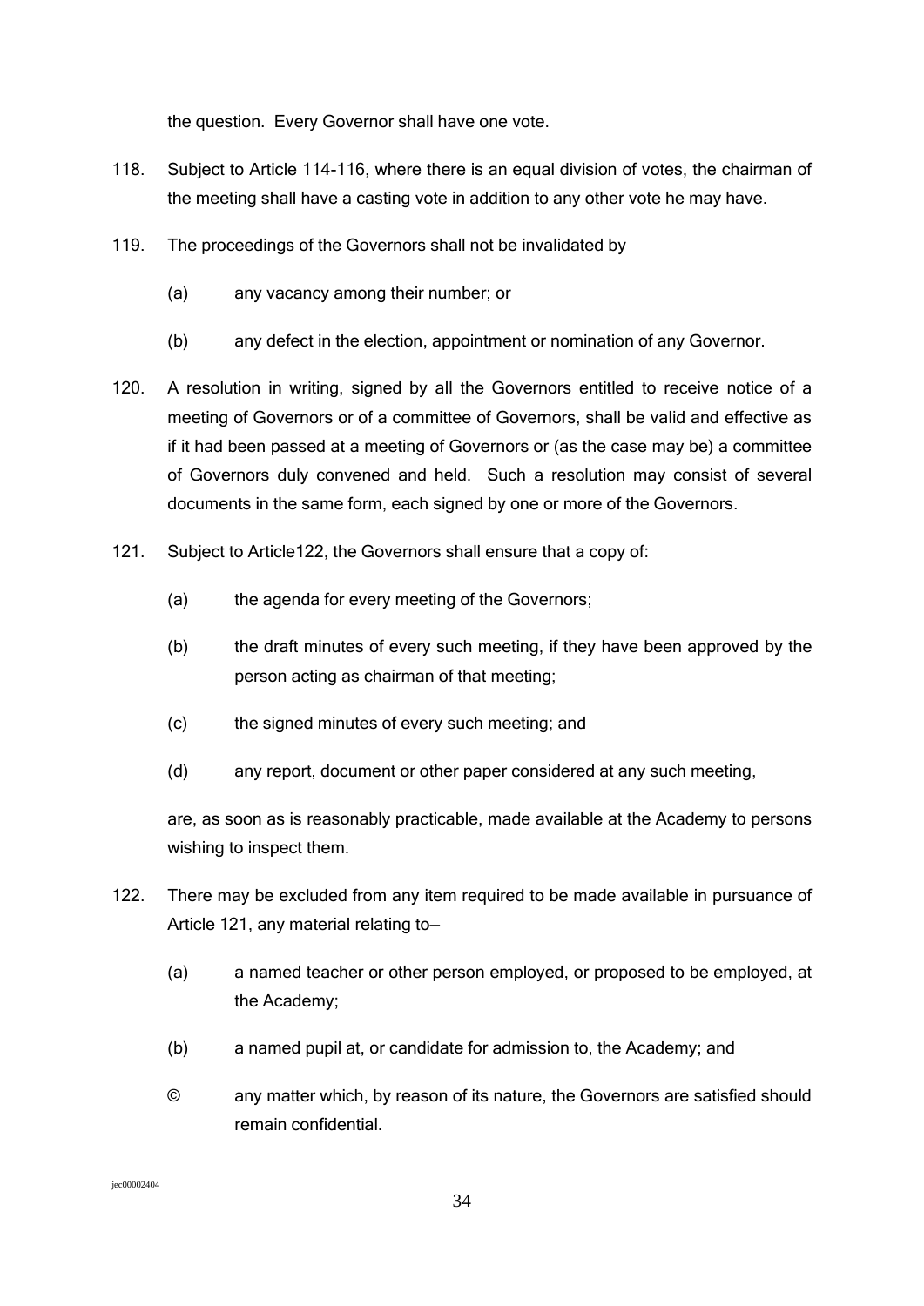the question. Every Governor shall have one vote.

118. Subject to Article 114-116, where there is an equal division of votes, the chairman of the meeting shall have a casting vote in addition to any other vote he may have.

119. The proceedings of the Governors shall not be invalidated by

   (a) any vacancy among their number; or

   (b) any defect in the election, appointment or nomination of any Governor.

120. A resolution in writing, signed by all the Governors entitled to receive notice of a meeting of Governors or of a committee of Governors, shall be valid and effective as if it had been passed at a meeting of Governors or (as the case may be) a committee of Governors duly convened and held. Such a resolution may consist of several documents in the same form, each signed by one or more of the Governors.

121. Subject to Article122, the Governors shall ensure that a copy of:

   (a) the agenda for every meeting of the Governors;

   (b) the draft minutes of every such meeting, if they have been approved by the person acting as chairman of that meeting;

   (c) the signed minutes of every such meeting; and

   (d) any report, document or other paper considered at any such meeting,

   are, as soon as is reasonably practicable, made available at the Academy to persons wishing to inspect them.

122. There may be excluded from any item required to be made available in pursuance of Article 121, any material relating to–

   (a) a named teacher or other person employed, or proposed to be employed, at the Academy;

   (b) a named pupil at, or candidate for admission to, the Academy; and

   © any matter which, by reason of its nature, the Governors are satisfied should remain confidential.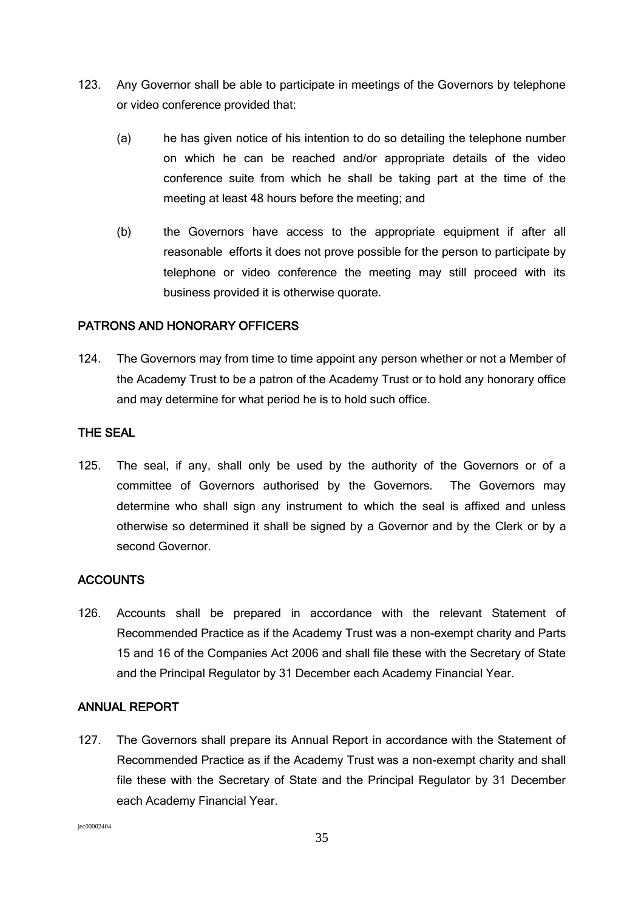123. Any Governor shall be able to participate in meetings of the Governors by telephone or video conference provided that:

(a) he has given notice of his intention to do so detailing the telephone number on which he can be reached and/or appropriate details of the video conference suite from which he shall be taking part at the time of the meeting at least 48 hours before the meeting; and

(b) the Governors have access to the appropriate equipment if after all reasonable efforts it does not prove possible for the person to participate by telephone or video conference the meeting may still proceed with its business provided it is otherwise quorate.

## PATRONS AND HONORARY OFFICERS

124. The Governors may from time to time appoint any person whether or not a Member of the Academy Trust to be a patron of the Academy Trust or to hold any honorary office and may determine for what period he is to hold such office.

## THE SEAL

125. The seal, if any, shall only be used by the authority of the Governors or of a committee of Governors authorised by the Governors. The Governors may determine who shall sign any instrument to which the seal is affixed and unless otherwise so determined it shall be signed by a Governor and by the Clerk or by a second Governor.

## ACCOUNTS

126. Accounts shall be prepared in accordance with the relevant Statement of Recommended Practice as if the Academy Trust was a non-exempt charity and Parts 15 and 16 of the Companies Act 2006 and shall file these with the Secretary of State and the Principal Regulator by 31 December each Academy Financial Year.

## ANNUAL REPORT

127. The Governors shall prepare its Annual Report in accordance with the Statement of Recommended Practice as if the Academy Trust was a non-exempt charity and shall file these with the Secretary of State and the Principal Regulator by 31 December each Academy Financial Year.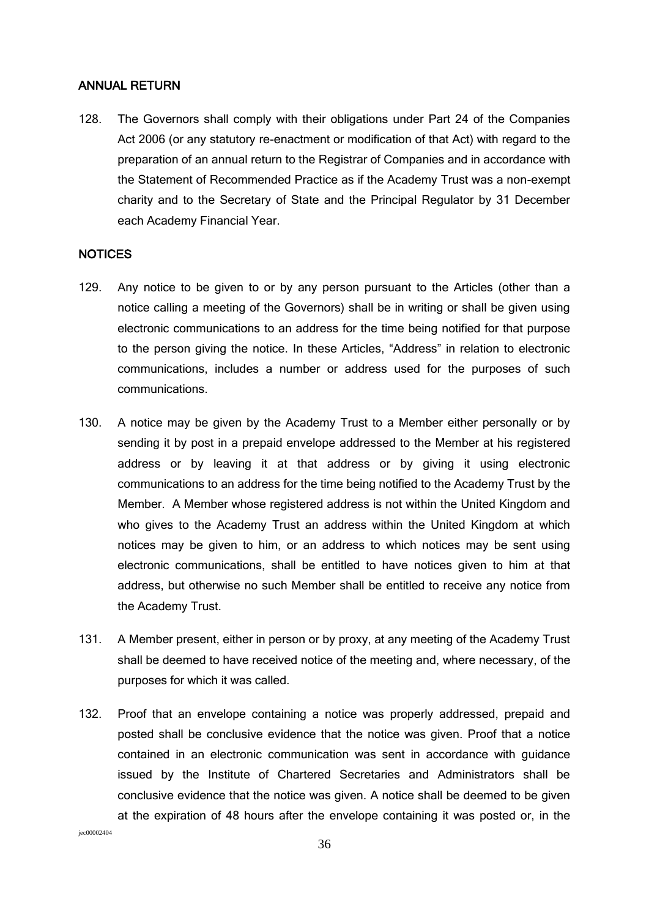## ANNUAL RETURN

128. The Governors shall comply with their obligations under Part 24 of the Companies Act 2006 (or any statutory re-enactment or modification of that Act) with regard to the preparation of an annual return to the Registrar of Companies and in accordance with the Statement of Recommended Practice as if the Academy Trust was a non-exempt charity and to the Secretary of State and the Principal Regulator by 31 December each Academy Financial Year.

## NOTICES

129. Any notice to be given to or by any person pursuant to the Articles (other than a notice calling a meeting of the Governors) shall be in writing or shall be given using electronic communications to an address for the time being notified for that purpose to the person giving the notice. In these Articles, "Address" in relation to electronic communications, includes a number or address used for the purposes of such communications.

130. A notice may be given by the Academy Trust to a Member either personally or by sending it by post in a prepaid envelope addressed to the Member at his registered address or by leaving it at that address or by giving it using electronic communications to an address for the time being notified to the Academy Trust by the Member. A Member whose registered address is not within the United Kingdom and who gives to the Academy Trust an address within the United Kingdom at which notices may be given to him, or an address to which notices may be sent using electronic communications, shall be entitled to have notices given to him at that address, but otherwise no such Member shall be entitled to receive any notice from the Academy Trust.

131. A Member present, either in person or by proxy, at any meeting of the Academy Trust shall be deemed to have received notice of the meeting and, where necessary, of the purposes for which it was called.

132. Proof that an envelope containing a notice was properly addressed, prepaid and posted shall be conclusive evidence that the notice was given. Proof that a notice contained in an electronic communication was sent in accordance with guidance issued by the Institute of Chartered Secretaries and Administrators shall be conclusive evidence that the notice was given. A notice shall be deemed to be given at the expiration of 48 hours after the envelope containing it was posted or, in the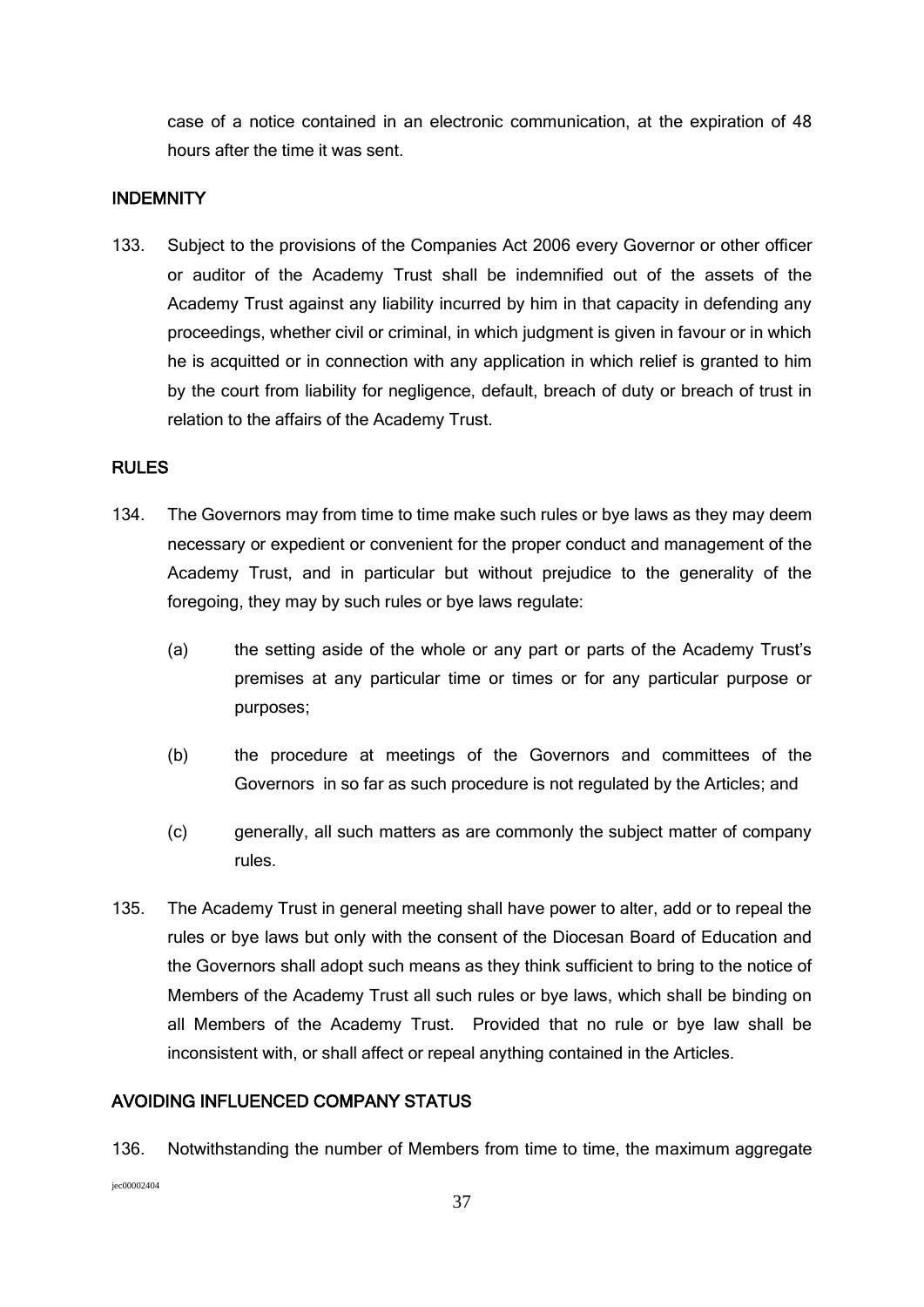case of a notice contained in an electronic communication, at the expiration of 48 hours after the time it was sent.

## INDEMNITY

133. Subject to the provisions of the Companies Act 2006 every Governor or other officer or auditor of the Academy Trust shall be indemnified out of the assets of the Academy Trust against any liability incurred by him in that capacity in defending any proceedings, whether civil or criminal, in which judgment is given in favour or in which he is acquitted or in connection with any application in which relief is granted to him by the court from liability for negligence, default, breach of duty or breach of trust in relation to the affairs of the Academy Trust.

## RULES

134. The Governors may from time to time make such rules or bye laws as they may deem necessary or expedient or convenient for the proper conduct and management of the Academy Trust, and in particular but without prejudice to the generality of the foregoing, they may by such rules or bye laws regulate:

    (a) the setting aside of the whole or any part or parts of the Academy Trust's premises at any particular time or times or for any particular purpose or purposes;

    (b) the procedure at meetings of the Governors and committees of the Governors in so far as such procedure is not regulated by the Articles; and

    (c) generally, all such matters as are commonly the subject matter of company rules.

135. The Academy Trust in general meeting shall have power to alter, add or to repeal the rules or bye laws but only with the consent of the Diocesan Board of Education and the Governors shall adopt such means as they think sufficient to bring to the notice of Members of the Academy Trust all such rules or bye laws, which shall be binding on all Members of the Academy Trust. Provided that no rule or bye law shall be inconsistent with, or shall affect or repeal anything contained in the Articles.

## AVOIDING INFLUENCED COMPANY STATUS

136. Notwithstanding the number of Members from time to time, the maximum aggregate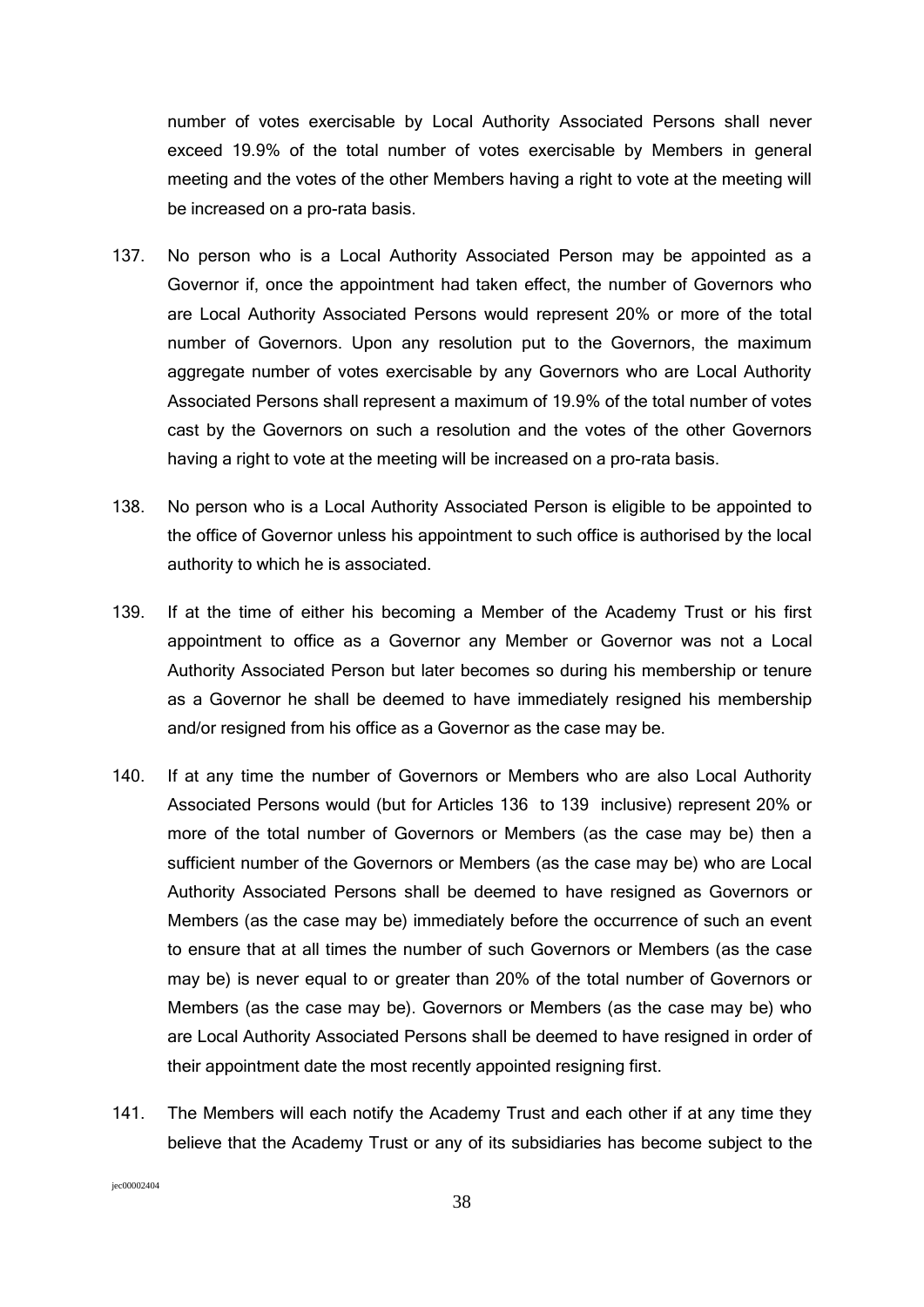number of votes exercisable by Local Authority Associated Persons shall never exceed 19.9% of the total number of votes exercisable by Members in general meeting and the votes of the other Members having a right to vote at the meeting will be increased on a pro-rata basis.

137. No person who is a Local Authority Associated Person may be appointed as a Governor if, once the appointment had taken effect, the number of Governors who are Local Authority Associated Persons would represent 20% or more of the total number of Governors. Upon any resolution put to the Governors, the maximum aggregate number of votes exercisable by any Governors who are Local Authority Associated Persons shall represent a maximum of 19.9% of the total number of votes cast by the Governors on such a resolution and the votes of the other Governors having a right to vote at the meeting will be increased on a pro-rata basis.

138. No person who is a Local Authority Associated Person is eligible to be appointed to the office of Governor unless his appointment to such office is authorised by the local authority to which he is associated.

139. If at the time of either his becoming a Member of the Academy Trust or his first appointment to office as a Governor any Member or Governor was not a Local Authority Associated Person but later becomes so during his membership or tenure as a Governor he shall be deemed to have immediately resigned his membership and/or resigned from his office as a Governor as the case may be.

140. If at any time the number of Governors or Members who are also Local Authority Associated Persons would (but for Articles 136 to 139 inclusive) represent 20% or more of the total number of Governors or Members (as the case may be) then a sufficient number of the Governors or Members (as the case may be) who are Local Authority Associated Persons shall be deemed to have resigned as Governors or Members (as the case may be) immediately before the occurrence of such an event to ensure that at all times the number of such Governors or Members (as the case may be) is never equal to or greater than 20% of the total number of Governors or Members (as the case may be). Governors or Members (as the case may be) who are Local Authority Associated Persons shall be deemed to have resigned in order of their appointment date the most recently appointed resigning first.

141. The Members will each notify the Academy Trust and each other if at any time they believe that the Academy Trust or any of its subsidiaries has become subject to the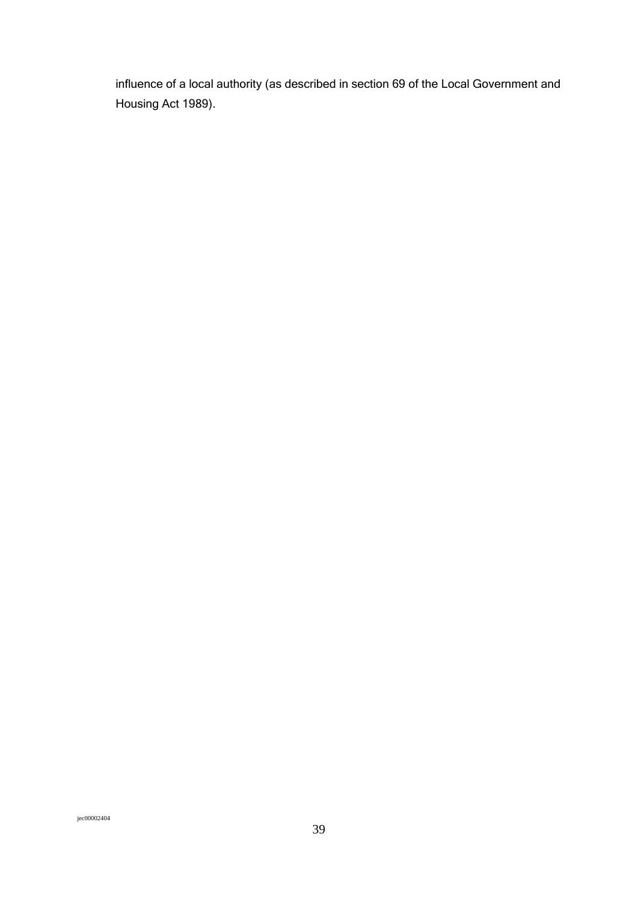influence of a local authority (as described in section 69 of the Local Government and Housing Act 1989).